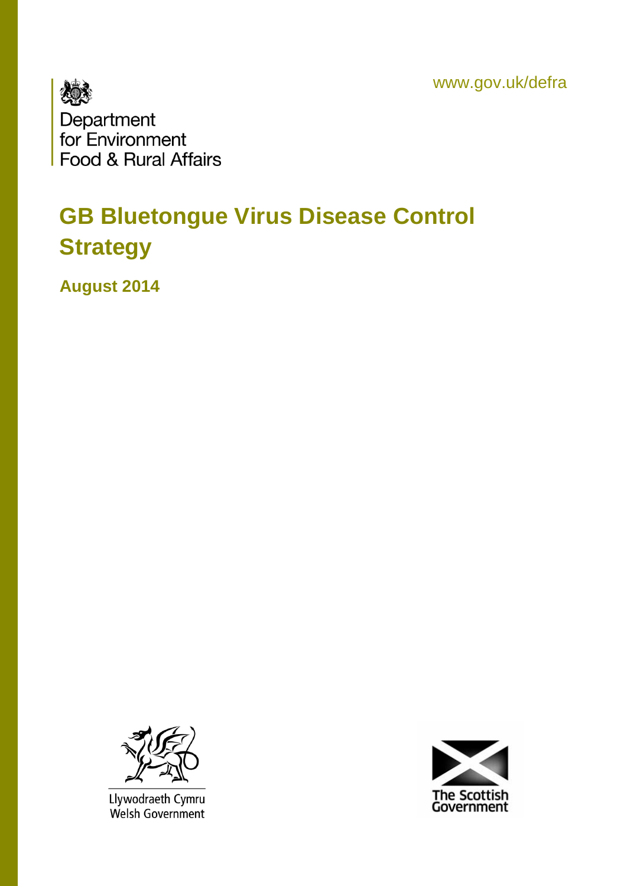www.gov.uk/defra

Department for Environment Food & Rural Affairs

# GB Bluetongue Virus Disease Control Strategy

**August 2014**

Llywodraeth Cymru
Welsh Government

The Scottish Government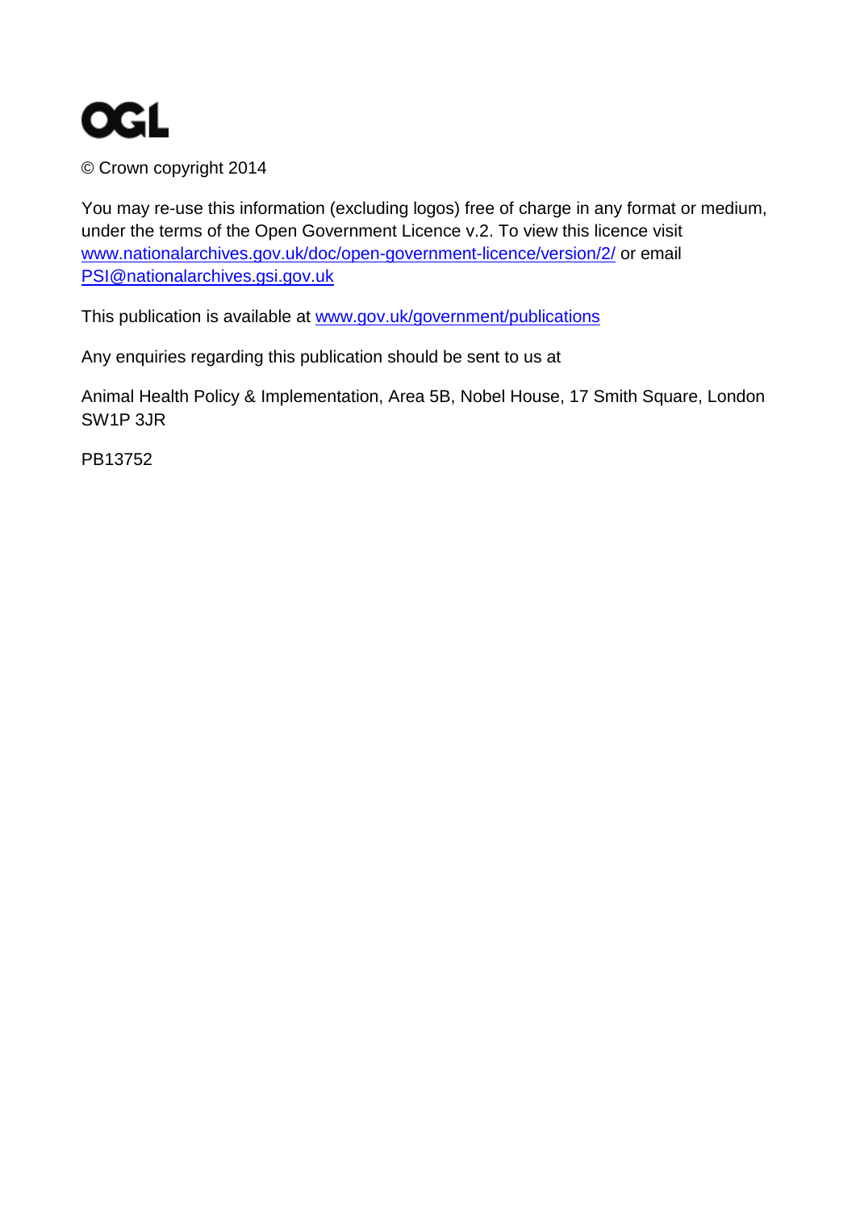OGL

© Crown copyright 2014

You may re-use this information (excluding logos) free of charge in any format or medium, under the terms of the Open Government Licence v.2. To view this licence visit www.nationalarchives.gov.uk/doc/open-government-licence/version/2/ or email PSI@nationalarchives.gsi.gov.uk

This publication is available at www.gov.uk/government/publications

Any enquiries regarding this publication should be sent to us at

Animal Health Policy & Implementation, Area 5B, Nobel House, 17 Smith Square, London SW1P 3JR

PB13752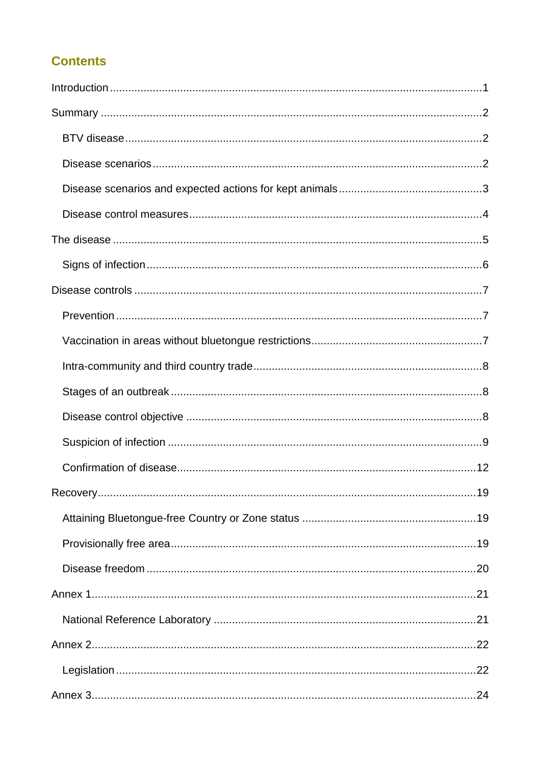## Contents

Introduction ..... 1

Summary ..... 2

- BTV disease ..... 2
- Disease scenarios ..... 2
- Disease scenarios and expected actions for kept animals ..... 3
- Disease control measures ..... 4

The disease ..... 5

- Signs of infection ..... 6

Disease controls ..... 7

- Prevention ..... 7
- Vaccination in areas without bluetongue restrictions ..... 7
- Intra-community and third country trade ..... 8
- Stages of an outbreak ..... 8
- Disease control objective ..... 8
- Suspicion of infection ..... 9
- Confirmation of disease ..... 12

Recovery ..... 19

- Attaining Bluetongue-free Country or Zone status ..... 19
- Provisionally free area ..... 19
- Disease freedom ..... 20

Annex 1 ..... 21

- National Reference Laboratory ..... 21

Annex 2 ..... 22

- Legislation ..... 22

Annex 3 ..... 24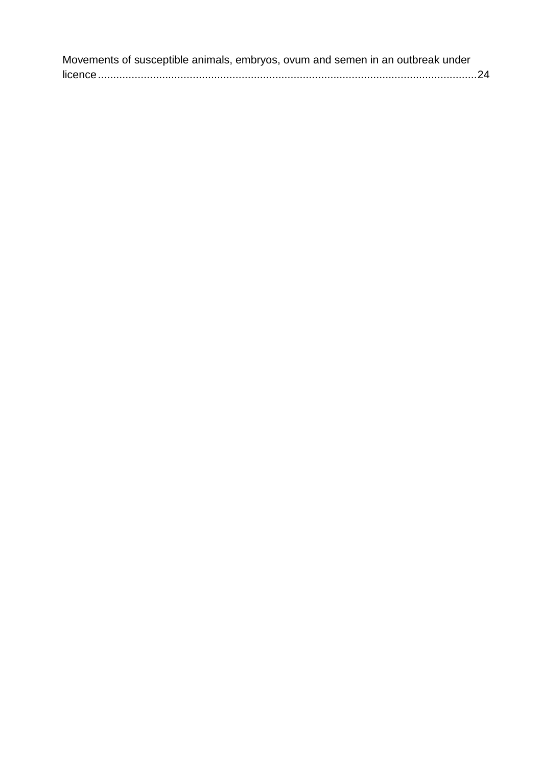Movements of susceptible animals, embryos, ovum and semen in an outbreak under licence.......................................................................................................................24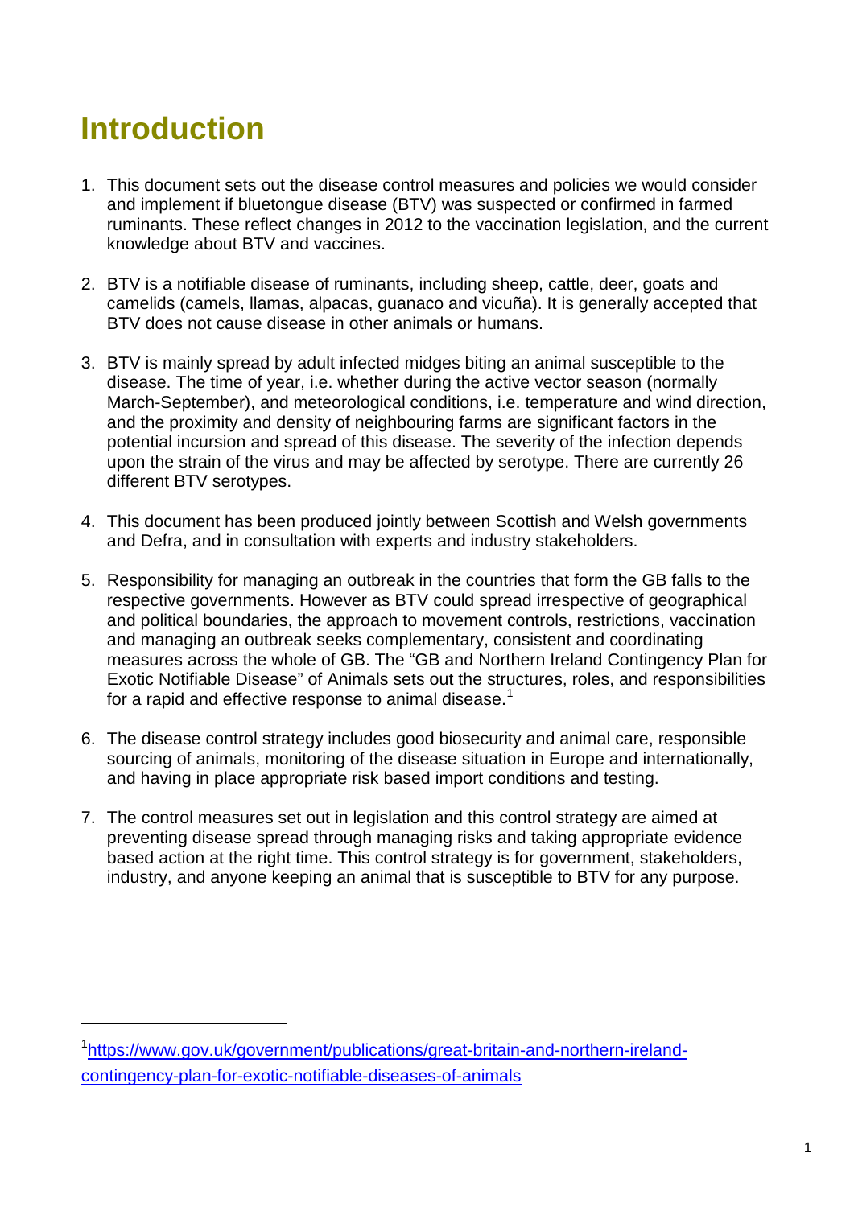# Introduction

1. This document sets out the disease control measures and policies we would consider and implement if bluetongue disease (BTV) was suspected or confirmed in farmed ruminants. These reflect changes in 2012 to the vaccination legislation, and the current knowledge about BTV and vaccines.

2. BTV is a notifiable disease of ruminants, including sheep, cattle, deer, goats and camelids (camels, llamas, alpacas, guanaco and vicuña). It is generally accepted that BTV does not cause disease in other animals or humans.

3. BTV is mainly spread by adult infected midges biting an animal susceptible to the disease. The time of year, i.e. whether during the active vector season (normally March-September), and meteorological conditions, i.e. temperature and wind direction, and the proximity and density of neighbouring farms are significant factors in the potential incursion and spread of this disease. The severity of the infection depends upon the strain of the virus and may be affected by serotype. There are currently 26 different BTV serotypes.

4. This document has been produced jointly between Scottish and Welsh governments and Defra, and in consultation with experts and industry stakeholders.

5. Responsibility for managing an outbreak in the countries that form the GB falls to the respective governments. However as BTV could spread irrespective of geographical and political boundaries, the approach to movement controls, restrictions, vaccination and managing an outbreak seeks complementary, consistent and coordinating measures across the whole of GB. The "GB and Northern Ireland Contingency Plan for Exotic Notifiable Disease" of Animals sets out the structures, roles, and responsibilities for a rapid and effective response to animal disease.[1]

6. The disease control strategy includes good biosecurity and animal care, responsible sourcing of animals, monitoring of the disease situation in Europe and internationally, and having in place appropriate risk based import conditions and testing.

7. The control measures set out in legislation and this control strategy are aimed at preventing disease spread through managing risks and taking appropriate evidence based action at the right time. This control strategy is for government, stakeholders, industry, and anyone keeping an animal that is susceptible to BTV for any purpose.

---

[1] https://www.gov.uk/government/publications/great-britain-and-northern-ireland-contingency-plan-for-exotic-notifiable-diseases-of-animals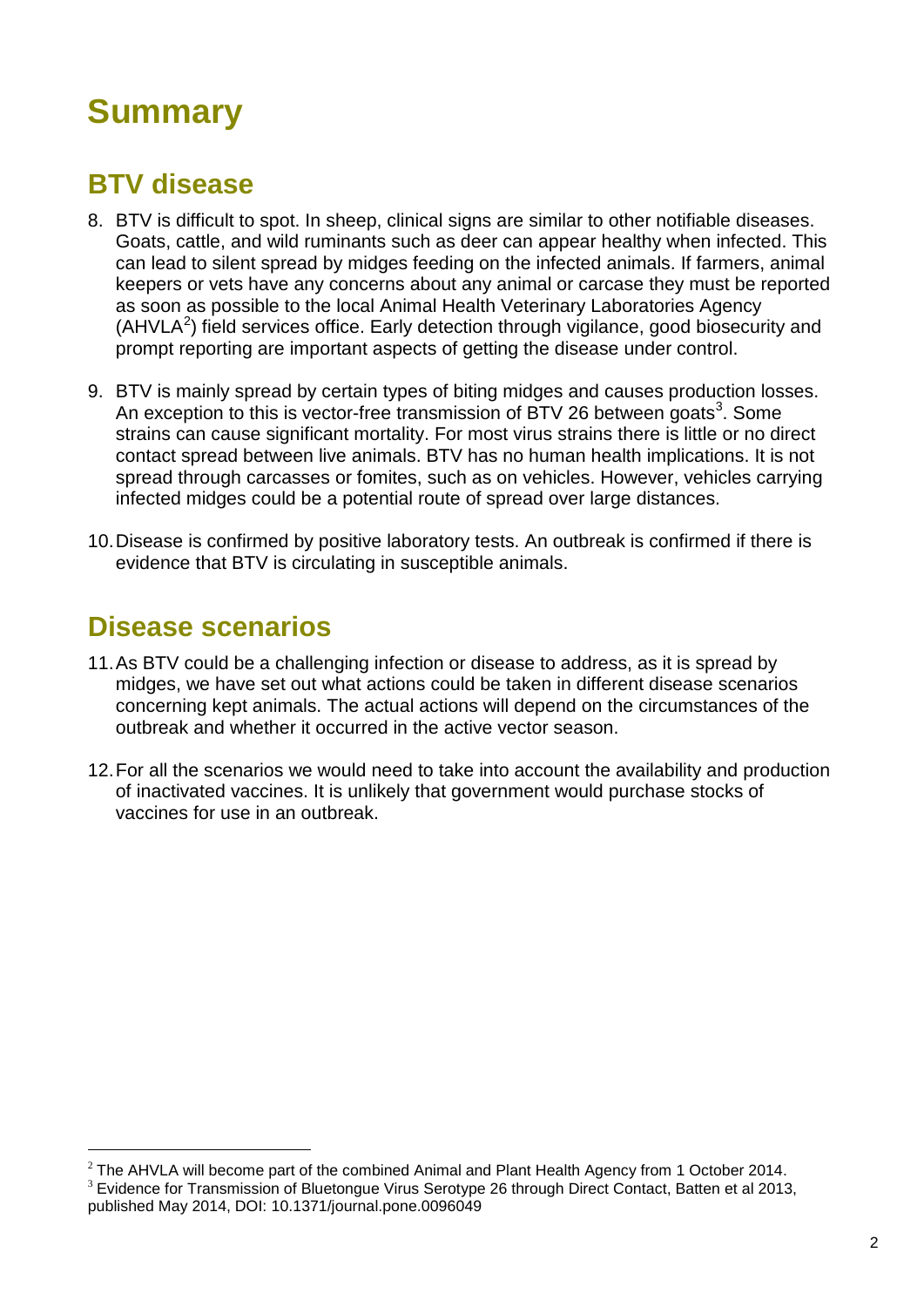# Summary

## BTV disease

8. BTV is difficult to spot. In sheep, clinical signs are similar to other notifiable diseases. Goats, cattle, and wild ruminants such as deer can appear healthy when infected. This can lead to silent spread by midges feeding on the infected animals. If farmers, animal keepers or vets have any concerns about any animal or carcase they must be reported as soon as possible to the local Animal Health Veterinary Laboratories Agency (AHVLA[2]) field services office. Early detection through vigilance, good biosecurity and prompt reporting are important aspects of getting the disease under control.

9. BTV is mainly spread by certain types of biting midges and causes production losses. An exception to this is vector-free transmission of BTV 26 between goats[3]. Some strains can cause significant mortality. For most virus strains there is little or no direct contact spread between live animals. BTV has no human health implications. It is not spread through carcasses or fomites, such as on vehicles. However, vehicles carrying infected midges could be a potential route of spread over large distances.

10. Disease is confirmed by positive laboratory tests. An outbreak is confirmed if there is evidence that BTV is circulating in susceptible animals.

## Disease scenarios

11. As BTV could be a challenging infection or disease to address, as it is spread by midges, we have set out what actions could be taken in different disease scenarios concerning kept animals. The actual actions will depend on the circumstances of the outbreak and whether it occurred in the active vector season.

12. For all the scenarios we would need to take into account the availability and production of inactivated vaccines. It is unlikely that government would purchase stocks of vaccines for use in an outbreak.

---

[2] The AHVLA will become part of the combined Animal and Plant Health Agency from 1 October 2014.

[3] Evidence for Transmission of Bluetongue Virus Serotype 26 through Direct Contact, Batten et al 2013, published May 2014, DOI: 10.1371/journal.pone.0096049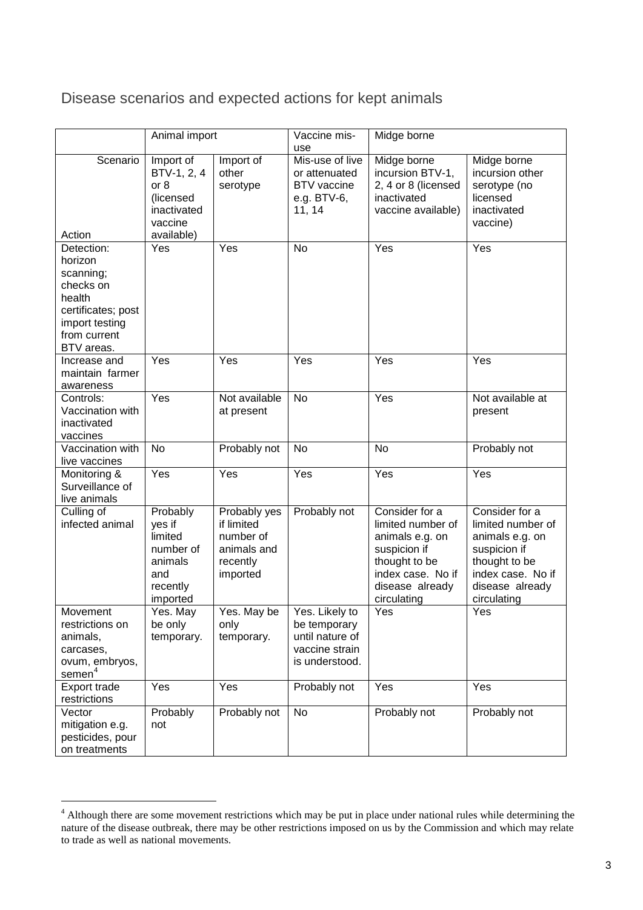## Disease scenarios and expected actions for kept animals

| | Animal import | | Vaccine mis-use | Midge borne | |
|---|---|---|---|---|---|
| Scenario / Action | Import of BTV-1, 2, 4 or 8 (licensed inactivated vaccine available) | Import of other serotype | Mis-use of live or attenuated BTV vaccine e.g. BTV-6, 11, 14 | Midge borne incursion BTV-1, 2, 4 or 8 (licensed inactivated vaccine available) | Midge borne incursion other serotype (no licensed inactivated vaccine) |
| Detection: horizon scanning; checks on health certificates; post import testing from current BTV areas. | Yes | Yes | No | Yes | Yes |
| Increase and maintain farmer awareness | Yes | Yes | Yes | Yes | Yes |
| Controls: Vaccination with inactivated vaccines | Yes | Not available at present | No | Yes | Not available at present |
| Vaccination with live vaccines | No | Probably not | No | No | Probably not |
| Monitoring & Surveillance of live animals | Yes | Yes | Yes | Yes | Yes |
| Culling of infected animal | Probably yes if limited number of animals and recently imported | Probably yes if limited number of animals and recently imported | Probably not | Consider for a limited number of animals e.g. on suspicion if thought to be index case. No if disease already circulating | Consider for a limited number of animals e.g. on suspicion if thought to be index case. No if disease already circulating |
| Movement restrictions on animals, carcases, ovum, embryos, semen[4] | Yes. May be only temporary. | Yes. May be only temporary. | Yes. Likely to be temporary until nature of vaccine strain is understood. | Yes | Yes |
| Export trade restrictions | Yes | Yes | Probably not | Yes | Yes |
| Vector mitigation e.g. pesticides, pour on treatments | Probably not | Probably not | No | Probably not | Probably not |

[4] Although there are some movement restrictions which may be put in place under national rules while determining the nature of the disease outbreak, there may be other restrictions imposed on us by the Commission and which may relate to trade as well as national movements.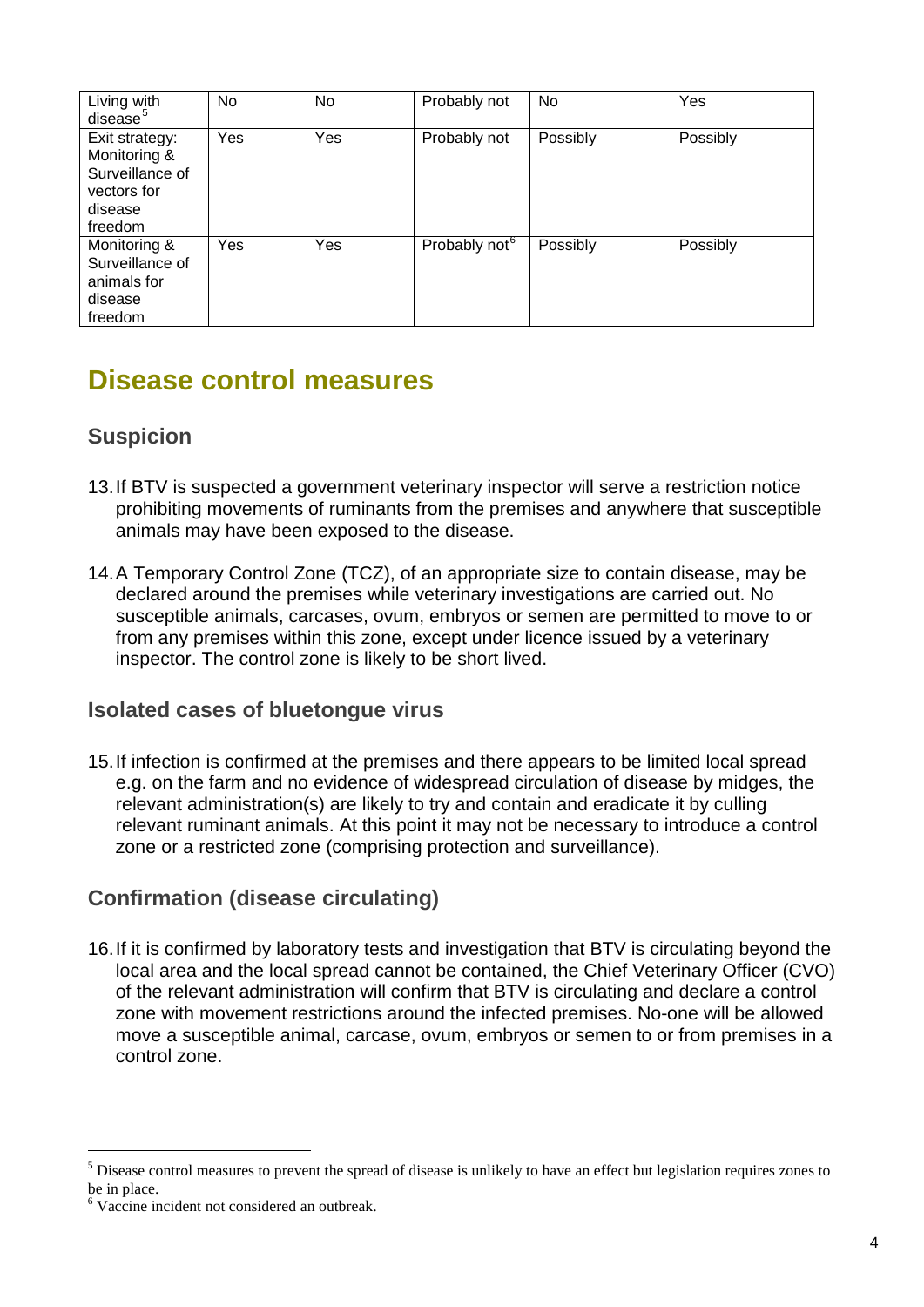| | | | | | |
|---|---|---|---|---|---|
| Living with disease[5] | No | No | Probably not | No | Yes |
| Exit strategy: Monitoring & Surveillance of vectors for disease freedom | Yes | Yes | Probably not | Possibly | Possibly |
| Monitoring & Surveillance of animals for disease freedom | Yes | Yes | Probably not[6] | Possibly | Possibly |

# Disease control measures

## Suspicion

13. If BTV is suspected a government veterinary inspector will serve a restriction notice prohibiting movements of ruminants from the premises and anywhere that susceptible animals may have been exposed to the disease.

14. A Temporary Control Zone (TCZ), of an appropriate size to contain disease, may be declared around the premises while veterinary investigations are carried out. No susceptible animals, carcases, ovum, embryos or semen are permitted to move to or from any premises within this zone, except under licence issued by a veterinary inspector. The control zone is likely to be short lived.

## Isolated cases of bluetongue virus

15. If infection is confirmed at the premises and there appears to be limited local spread e.g. on the farm and no evidence of widespread circulation of disease by midges, the relevant administration(s) are likely to try and contain and eradicate it by culling relevant ruminant animals. At this point it may not be necessary to introduce a control zone or a restricted zone (comprising protection and surveillance).

## Confirmation (disease circulating)

16. If it is confirmed by laboratory tests and investigation that BTV is circulating beyond the local area and the local spread cannot be contained, the Chief Veterinary Officer (CVO) of the relevant administration will confirm that BTV is circulating and declare a control zone with movement restrictions around the infected premises. No-one will be allowed move a susceptible animal, carcase, ovum, embryos or semen to or from premises in a control zone.

---

[5] Disease control measures to prevent the spread of disease is unlikely to have an effect but legislation requires zones to be in place.

[6] Vaccine incident not considered an outbreak.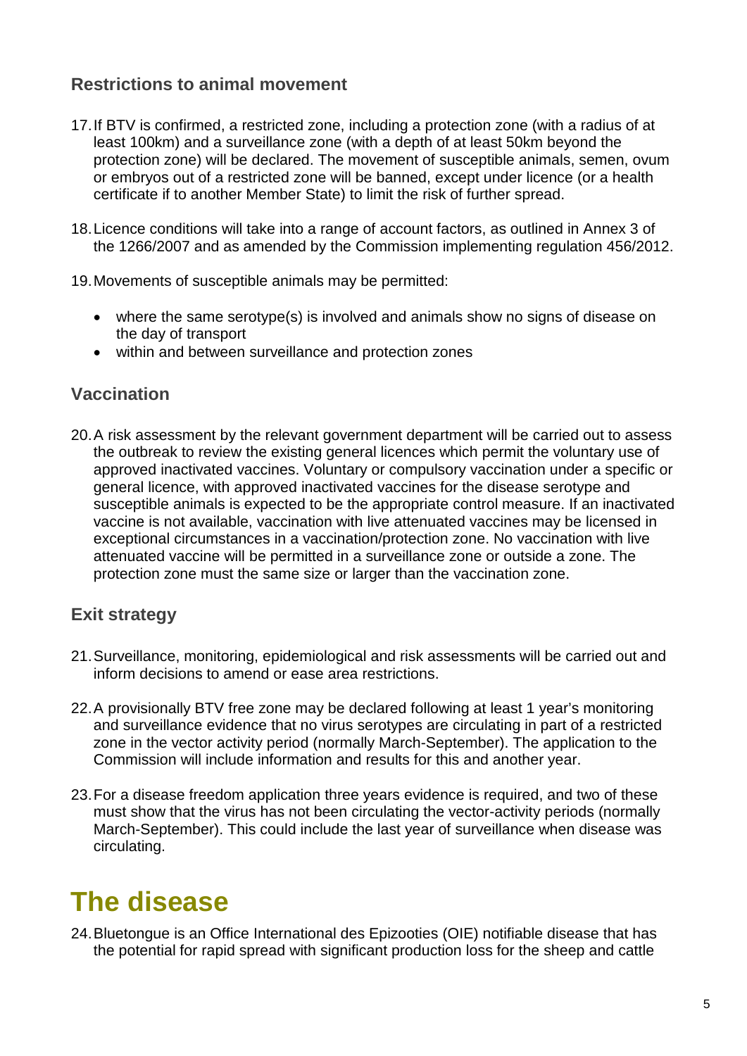### Restrictions to animal movement

17. If BTV is confirmed, a restricted zone, including a protection zone (with a radius of at least 100km) and a surveillance zone (with a depth of at least 50km beyond the protection zone) will be declared. The movement of susceptible animals, semen, ovum or embryos out of a restricted zone will be banned, except under licence (or a health certificate if to another Member State) to limit the risk of further spread.

18. Licence conditions will take into a range of account factors, as outlined in Annex 3 of the 1266/2007 and as amended by the Commission implementing regulation 456/2012.

19. Movements of susceptible animals may be permitted:

    - where the same serotype(s) is involved and animals show no signs of disease on the day of transport
    - within and between surveillance and protection zones

### Vaccination

20. A risk assessment by the relevant government department will be carried out to assess the outbreak to review the existing general licences which permit the voluntary use of approved inactivated vaccines. Voluntary or compulsory vaccination under a specific or general licence, with approved inactivated vaccines for the disease serotype and susceptible animals is expected to be the appropriate control measure. If an inactivated vaccine is not available, vaccination with live attenuated vaccines may be licensed in exceptional circumstances in a vaccination/protection zone. No vaccination with live attenuated vaccine will be permitted in a surveillance zone or outside a zone. The protection zone must the same size or larger than the vaccination zone.

### Exit strategy

21. Surveillance, monitoring, epidemiological and risk assessments will be carried out and inform decisions to amend or ease area restrictions.

22. A provisionally BTV free zone may be declared following at least 1 year's monitoring and surveillance evidence that no virus serotypes are circulating in part of a restricted zone in the vector activity period (normally March-September). The application to the Commission will include information and results for this and another year.

23. For a disease freedom application three years evidence is required, and two of these must show that the virus has not been circulating the vector-activity periods (normally March-September). This could include the last year of surveillance when disease was circulating.

# The disease

24. Bluetongue is an Office International des Epizooties (OIE) notifiable disease that has the potential for rapid spread with significant production loss for the sheep and cattle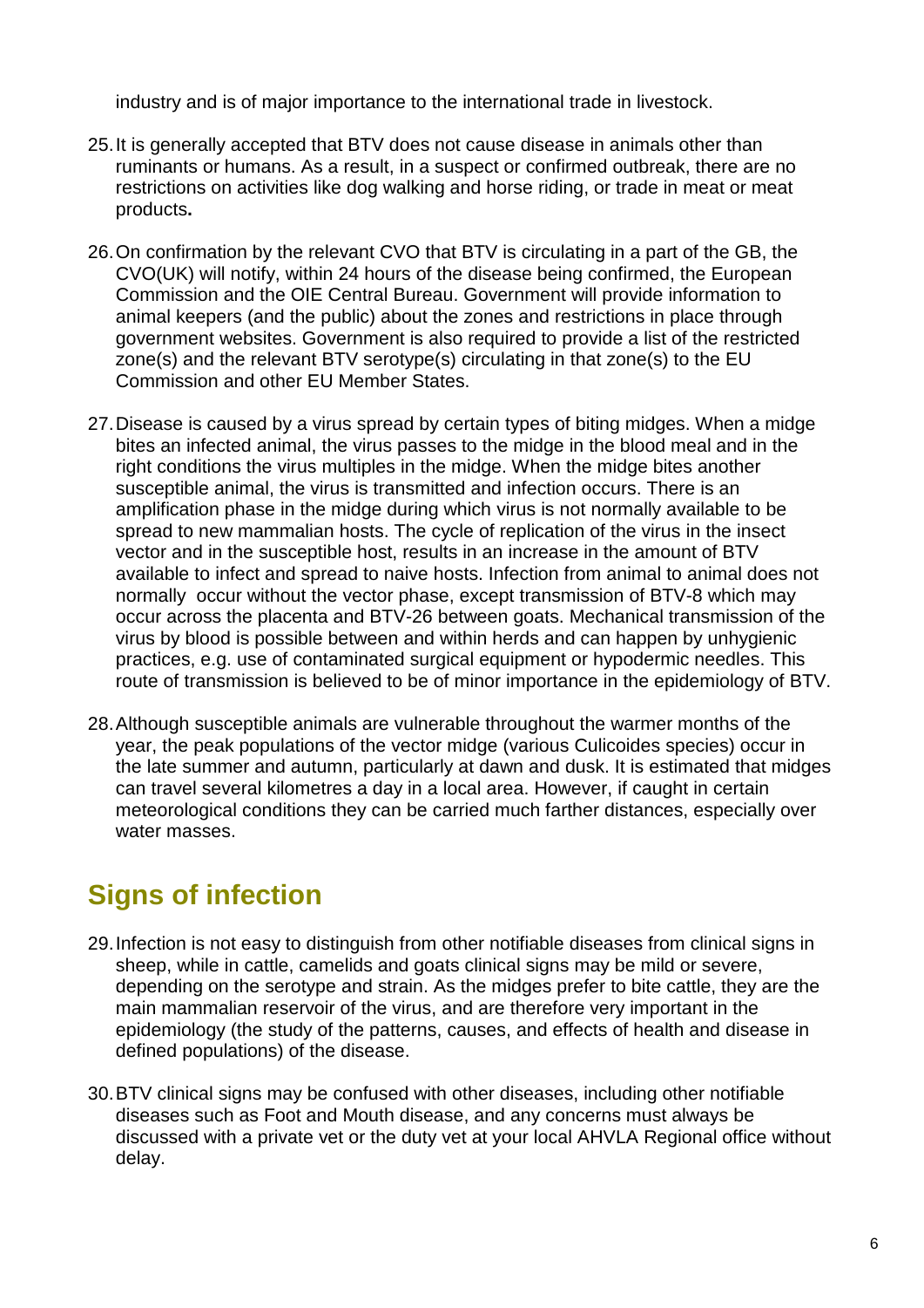industry and is of major importance to the international trade in livestock.

25. It is generally accepted that BTV does not cause disease in animals other than ruminants or humans. As a result, in a suspect or confirmed outbreak, there are no restrictions on activities like dog walking and horse riding, or trade in meat or meat products**.**

26. On confirmation by the relevant CVO that BTV is circulating in a part of the GB, the CVO(UK) will notify, within 24 hours of the disease being confirmed, the European Commission and the OIE Central Bureau. Government will provide information to animal keepers (and the public) about the zones and restrictions in place through government websites. Government is also required to provide a list of the restricted zone(s) and the relevant BTV serotype(s) circulating in that zone(s) to the EU Commission and other EU Member States.

27. Disease is caused by a virus spread by certain types of biting midges. When a midge bites an infected animal, the virus passes to the midge in the blood meal and in the right conditions the virus multiplies in the midge. When the midge bites another susceptible animal, the virus is transmitted and infection occurs. There is an amplification phase in the midge during which virus is not normally available to be spread to new mammalian hosts. The cycle of replication of the virus in the insect vector and in the susceptible host, results in an increase in the amount of BTV available to infect and spread to naive hosts. Infection from animal to animal does not normally occur without the vector phase, except transmission of BTV-8 which may occur across the placenta and BTV-26 between goats. Mechanical transmission of the virus by blood is possible between and within herds and can happen by unhygienic practices, e.g. use of contaminated surgical equipment or hypodermic needles. This route of transmission is believed to be of minor importance in the epidemiology of BTV.

28. Although susceptible animals are vulnerable throughout the warmer months of the year, the peak populations of the vector midge (various Culicoides species) occur in the late summer and autumn, particularly at dawn and dusk. It is estimated that midges can travel several kilometres a day in a local area. However, if caught in certain meteorological conditions they can be carried much farther distances, especially over water masses.

## Signs of infection

29. Infection is not easy to distinguish from other notifiable diseases from clinical signs in sheep, while in cattle, camelids and goats clinical signs may be mild or severe, depending on the serotype and strain. As the midges prefer to bite cattle, they are the main mammalian reservoir of the virus, and are therefore very important in the epidemiology (the study of the patterns, causes, and effects of health and disease in defined populations) of the disease.

30. BTV clinical signs may be confused with other diseases, including other notifiable diseases such as Foot and Mouth disease, and any concerns must always be discussed with a private vet or the duty vet at your local AHVLA Regional office without delay.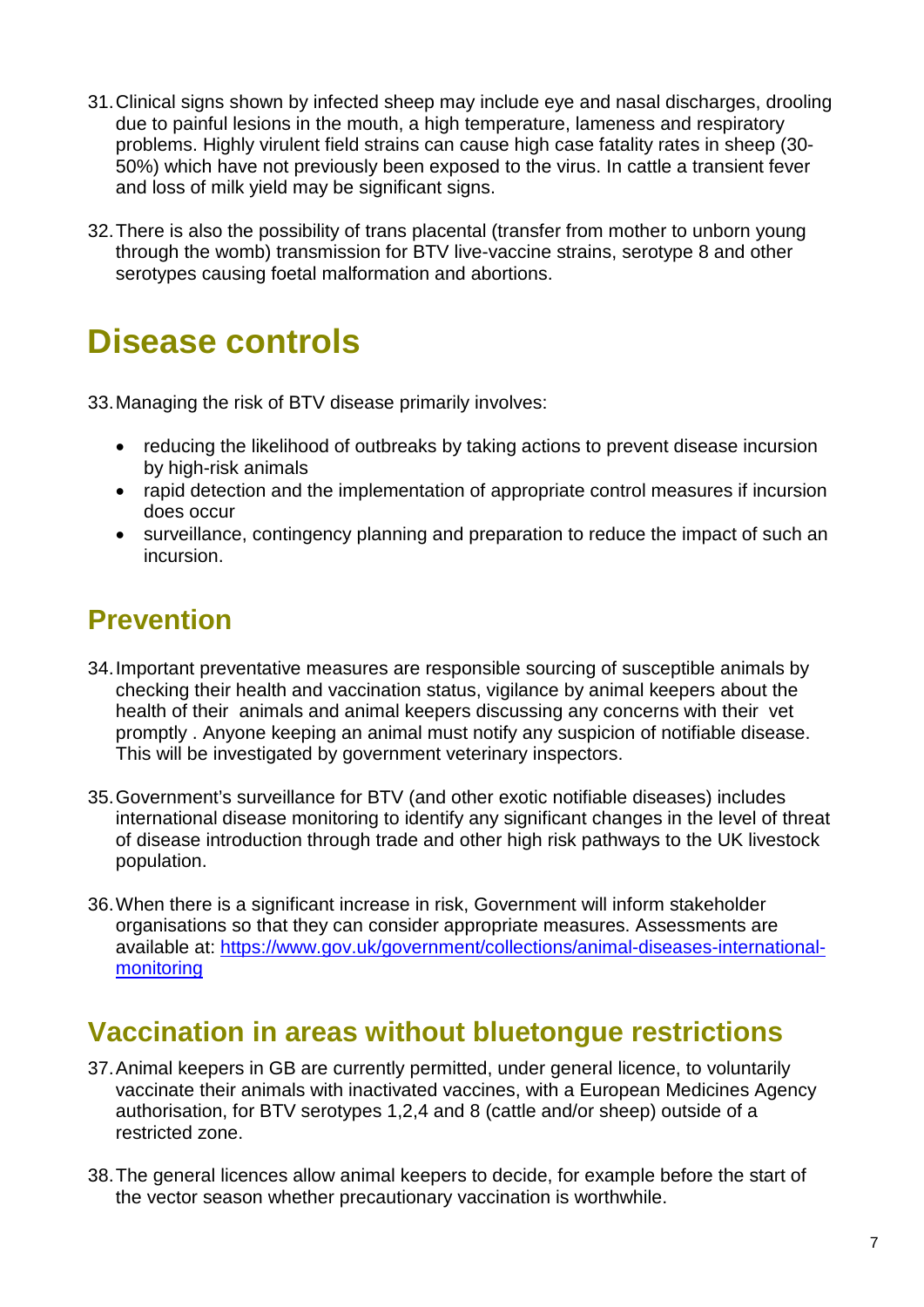31. Clinical signs shown by infected sheep may include eye and nasal discharges, drooling due to painful lesions in the mouth, a high temperature, lameness and respiratory problems. Highly virulent field strains can cause high case fatality rates in sheep (30-50%) which have not previously been exposed to the virus. In cattle a transient fever and loss of milk yield may be significant signs.

32. There is also the possibility of trans placental (transfer from mother to unborn young through the womb) transmission for BTV live-vaccine strains, serotype 8 and other serotypes causing foetal malformation and abortions.

# Disease controls

33. Managing the risk of BTV disease primarily involves:

- reducing the likelihood of outbreaks by taking actions to prevent disease incursion by high-risk animals
- rapid detection and the implementation of appropriate control measures if incursion does occur
- surveillance, contingency planning and preparation to reduce the impact of such an incursion.

## Prevention

34. Important preventative measures are responsible sourcing of susceptible animals by checking their health and vaccination status, vigilance by animal keepers about the health of their animals and animal keepers discussing any concerns with their vet promptly . Anyone keeping an animal must notify any suspicion of notifiable disease. This will be investigated by government veterinary inspectors.

35. Government's surveillance for BTV (and other exotic notifiable diseases) includes international disease monitoring to identify any significant changes in the level of threat of disease introduction through trade and other high risk pathways to the UK livestock population.

36. When there is a significant increase in risk, Government will inform stakeholder organisations so that they can consider appropriate measures. Assessments are available at: [https://www.gov.uk/government/collections/animal-diseases-international-monitoring](https://www.gov.uk/government/collections/animal-diseases-international-monitoring)

## Vaccination in areas without bluetongue restrictions

37. Animal keepers in GB are currently permitted, under general licence, to voluntarily vaccinate their animals with inactivated vaccines, with a European Medicines Agency authorisation, for BTV serotypes 1,2,4 and 8 (cattle and/or sheep) outside of a restricted zone.

38. The general licences allow animal keepers to decide, for example before the start of the vector season whether precautionary vaccination is worthwhile.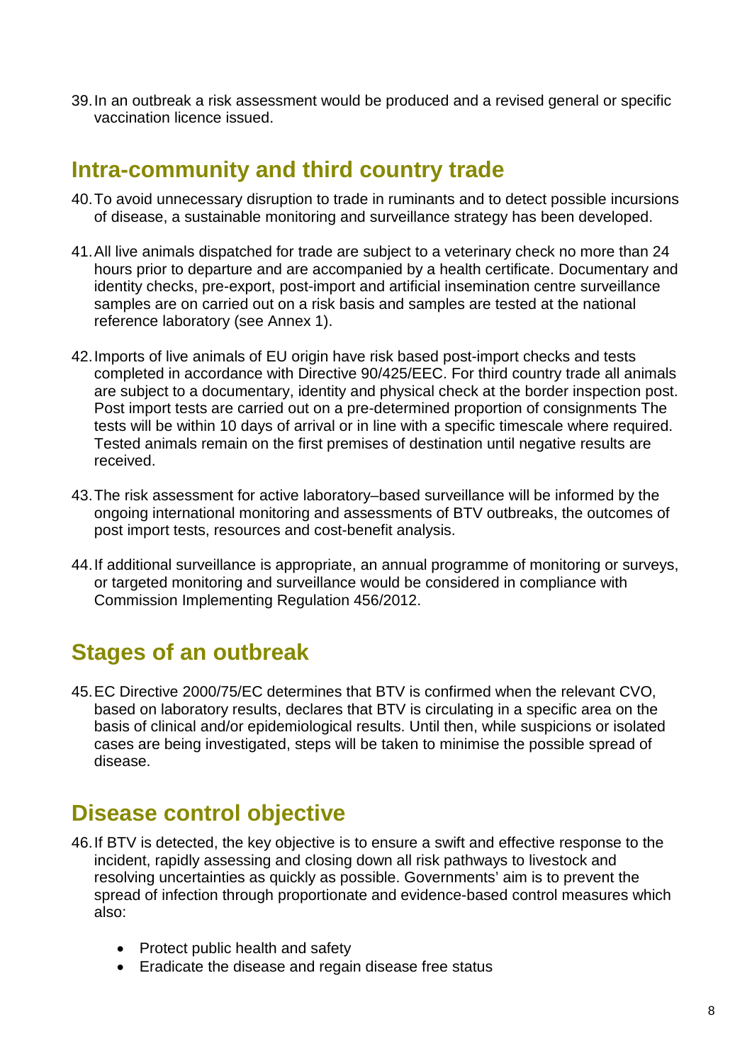39. In an outbreak a risk assessment would be produced and a revised general or specific vaccination licence issued.

## Intra-community and third country trade

40. To avoid unnecessary disruption to trade in ruminants and to detect possible incursions of disease, a sustainable monitoring and surveillance strategy has been developed.

41. All live animals dispatched for trade are subject to a veterinary check no more than 24 hours prior to departure and are accompanied by a health certificate. Documentary and identity checks, pre-export, post-import and artificial insemination centre surveillance samples are on carried out on a risk basis and samples are tested at the national reference laboratory (see Annex 1).

42. Imports of live animals of EU origin have risk based post-import checks and tests completed in accordance with Directive 90/425/EEC. For third country trade all animals are subject to a documentary, identity and physical check at the border inspection post. Post import tests are carried out on a pre-determined proportion of consignments The tests will be within 10 days of arrival or in line with a specific timescale where required. Tested animals remain on the first premises of destination until negative results are received.

43. The risk assessment for active laboratory–based surveillance will be informed by the ongoing international monitoring and assessments of BTV outbreaks, the outcomes of post import tests, resources and cost-benefit analysis.

44. If additional surveillance is appropriate, an annual programme of monitoring or surveys, or targeted monitoring and surveillance would be considered in compliance with Commission Implementing Regulation 456/2012.

## Stages of an outbreak

45. EC Directive 2000/75/EC determines that BTV is confirmed when the relevant CVO, based on laboratory results, declares that BTV is circulating in a specific area on the basis of clinical and/or epidemiological results. Until then, while suspicions or isolated cases are being investigated, steps will be taken to minimise the possible spread of disease.

## Disease control objective

46. If BTV is detected, the key objective is to ensure a swift and effective response to the incident, rapidly assessing and closing down all risk pathways to livestock and resolving uncertainties as quickly as possible. Governments' aim is to prevent the spread of infection through proportionate and evidence-based control measures which also:

    - Protect public health and safety
    - Eradicate the disease and regain disease free status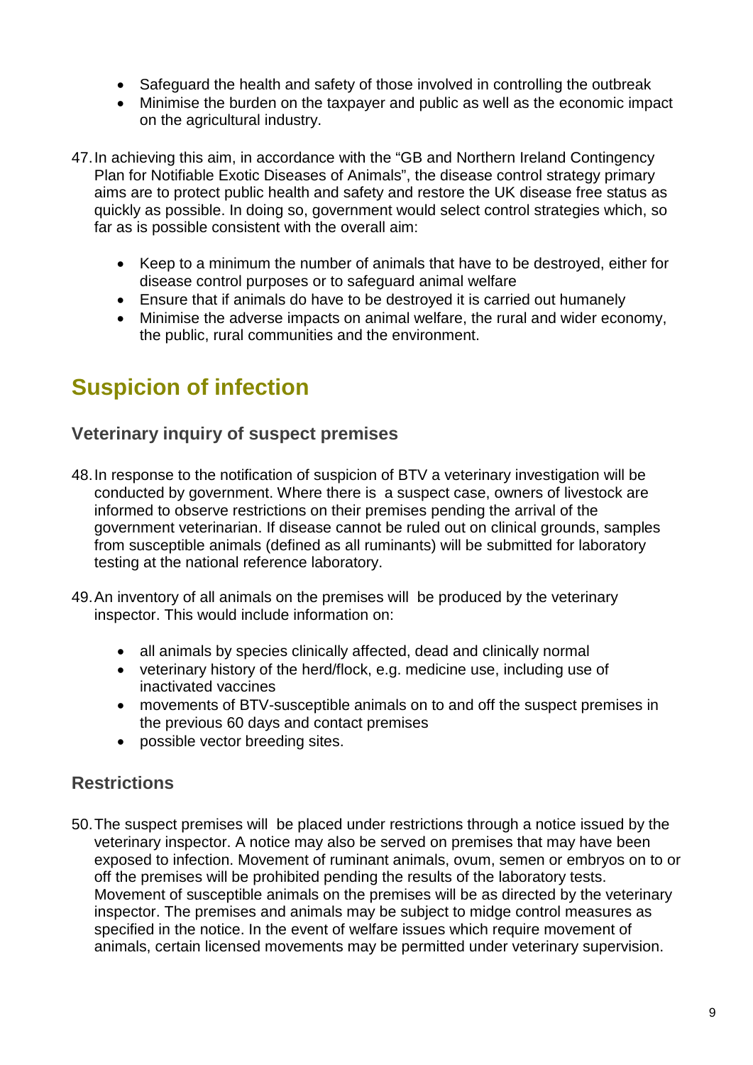- Safeguard the health and safety of those involved in controlling the outbreak
- Minimise the burden on the taxpayer and public as well as the economic impact on the agricultural industry.

47. In achieving this aim, in accordance with the “GB and Northern Ireland Contingency Plan for Notifiable Exotic Diseases of Animals”, the disease control strategy primary aims are to protect public health and safety and restore the UK disease free status as quickly as possible. In doing so, government would select control strategies which, so far as is possible consistent with the overall aim:

    - Keep to a minimum the number of animals that have to be destroyed, either for disease control purposes or to safeguard animal welfare
    - Ensure that if animals do have to be destroyed it is carried out humanely
    - Minimise the adverse impacts on animal welfare, the rural and wider economy, the public, rural communities and the environment.

# Suspicion of infection

## Veterinary inquiry of suspect premises

48. In response to the notification of suspicion of BTV a veterinary investigation will be conducted by government. Where there is a suspect case, owners of livestock are informed to observe restrictions on their premises pending the arrival of the government veterinarian. If disease cannot be ruled out on clinical grounds, samples from susceptible animals (defined as all ruminants) will be submitted for laboratory testing at the national reference laboratory.

49. An inventory of all animals on the premises will be produced by the veterinary inspector. This would include information on:

    - all animals by species clinically affected, dead and clinically normal
    - veterinary history of the herd/flock, e.g. medicine use, including use of inactivated vaccines
    - movements of BTV-susceptible animals on to and off the suspect premises in the previous 60 days and contact premises
    - possible vector breeding sites.

## Restrictions

50. The suspect premises will be placed under restrictions through a notice issued by the veterinary inspector. A notice may also be served on premises that may have been exposed to infection. Movement of ruminant animals, ovum, semen or embryos on to or off the premises will be prohibited pending the results of the laboratory tests. Movement of susceptible animals on the premises will be as directed by the veterinary inspector. The premises and animals may be subject to midge control measures as specified in the notice. In the event of welfare issues which require movement of animals, certain licensed movements may be permitted under veterinary supervision.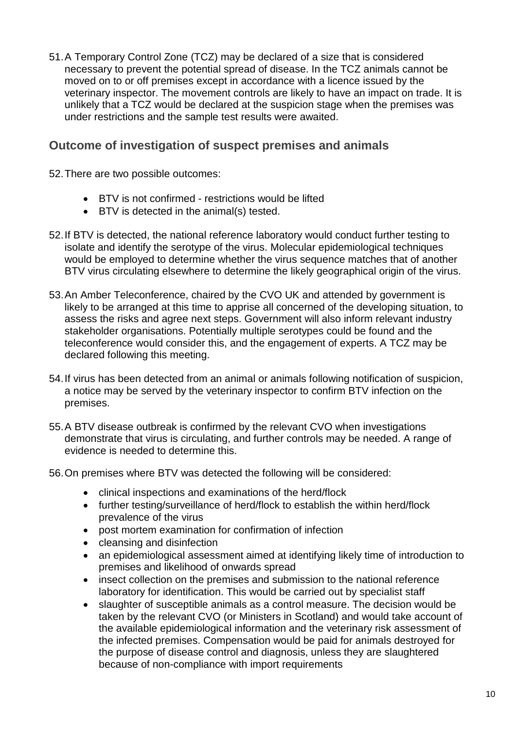51. A Temporary Control Zone (TCZ) may be declared of a size that is considered necessary to prevent the potential spread of disease. In the TCZ animals cannot be moved on to or off premises except in accordance with a licence issued by the veterinary inspector. The movement controls are likely to have an impact on trade. It is unlikely that a TCZ would be declared at the suspicion stage when the premises was under restrictions and the sample test results were awaited.

## Outcome of investigation of suspect premises and animals

52. There are two possible outcomes:

    - BTV is not confirmed - restrictions would be lifted
    - BTV is detected in the animal(s) tested.

52. If BTV is detected, the national reference laboratory would conduct further testing to isolate and identify the serotype of the virus. Molecular epidemiological techniques would be employed to determine whether the virus sequence matches that of another BTV virus circulating elsewhere to determine the likely geographical origin of the virus.

53. An Amber Teleconference, chaired by the CVO UK and attended by government is likely to be arranged at this time to apprise all concerned of the developing situation, to assess the risks and agree next steps. Government will also inform relevant industry stakeholder organisations. Potentially multiple serotypes could be found and the teleconference would consider this, and the engagement of experts. A TCZ may be declared following this meeting.

54. If virus has been detected from an animal or animals following notification of suspicion, a notice may be served by the veterinary inspector to confirm BTV infection on the premises.

55. A BTV disease outbreak is confirmed by the relevant CVO when investigations demonstrate that virus is circulating, and further controls may be needed. A range of evidence is needed to determine this.

56. On premises where BTV was detected the following will be considered:

    - clinical inspections and examinations of the herd/flock
    - further testing/surveillance of herd/flock to establish the within herd/flock prevalence of the virus
    - post mortem examination for confirmation of infection
    - cleansing and disinfection
    - an epidemiological assessment aimed at identifying likely time of introduction to premises and likelihood of onwards spread
    - insect collection on the premises and submission to the national reference laboratory for identification. This would be carried out by specialist staff
    - slaughter of susceptible animals as a control measure. The decision would be taken by the relevant CVO (or Ministers in Scotland) and would take account of the available epidemiological information and the veterinary risk assessment of the infected premises. Compensation would be paid for animals destroyed for the purpose of disease control and diagnosis, unless they are slaughtered because of non-compliance with import requirements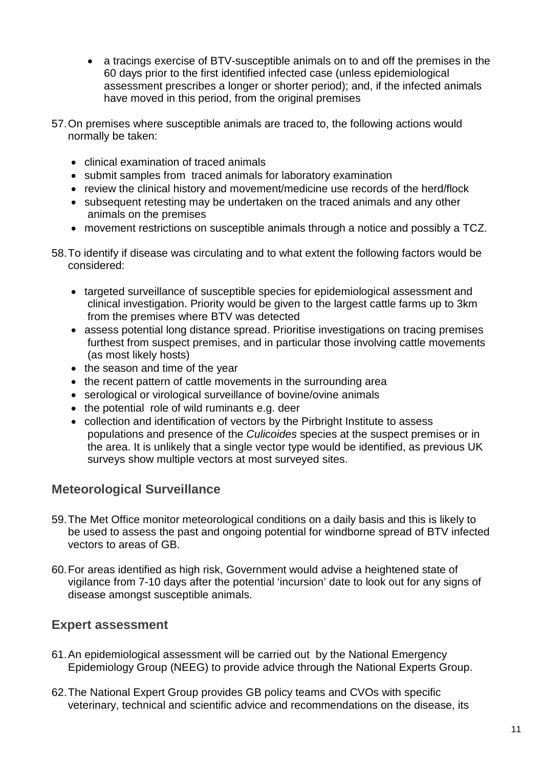- a tracings exercise of BTV-susceptible animals on to and off the premises in the 60 days prior to the first identified infected case (unless epidemiological assessment prescribes a longer or shorter period); and, if the infected animals have moved in this period, from the original premises

57. On premises where susceptible animals are traced to, the following actions would normally be taken:

    - clinical examination of traced animals
    - submit samples from traced animals for laboratory examination
    - review the clinical history and movement/medicine use records of the herd/flock
    - subsequent retesting may be undertaken on the traced animals and any other animals on the premises
    - movement restrictions on susceptible animals through a notice and possibly a TCZ.

58. To identify if disease was circulating and to what extent the following factors would be considered:

    - targeted surveillance of susceptible species for epidemiological assessment and clinical investigation. Priority would be given to the largest cattle farms up to 3km from the premises where BTV was detected
    - assess potential long distance spread. Prioritise investigations on tracing premises furthest from suspect premises, and in particular those involving cattle movements (as most likely hosts)
    - the season and time of the year
    - the recent pattern of cattle movements in the surrounding area
    - serological or virological surveillance of bovine/ovine animals
    - the potential role of wild ruminants e.g. deer
    - collection and identification of vectors by the Pirbright Institute to assess populations and presence of the *Culicoides* species at the suspect premises or in the area. It is unlikely that a single vector type would be identified, as previous UK surveys show multiple vectors at most surveyed sites.

## Meteorological Surveillance

59. The Met Office monitor meteorological conditions on a daily basis and this is likely to be used to assess the past and ongoing potential for windborne spread of BTV infected vectors to areas of GB.

60. For areas identified as high risk, Government would advise a heightened state of vigilance from 7-10 days after the potential 'incursion' date to look out for any signs of disease amongst susceptible animals.

## Expert assessment

61. An epidemiological assessment will be carried out by the National Emergency Epidemiology Group (NEEG) to provide advice through the National Experts Group.

62. The National Expert Group provides GB policy teams and CVOs with specific veterinary, technical and scientific advice and recommendations on the disease, its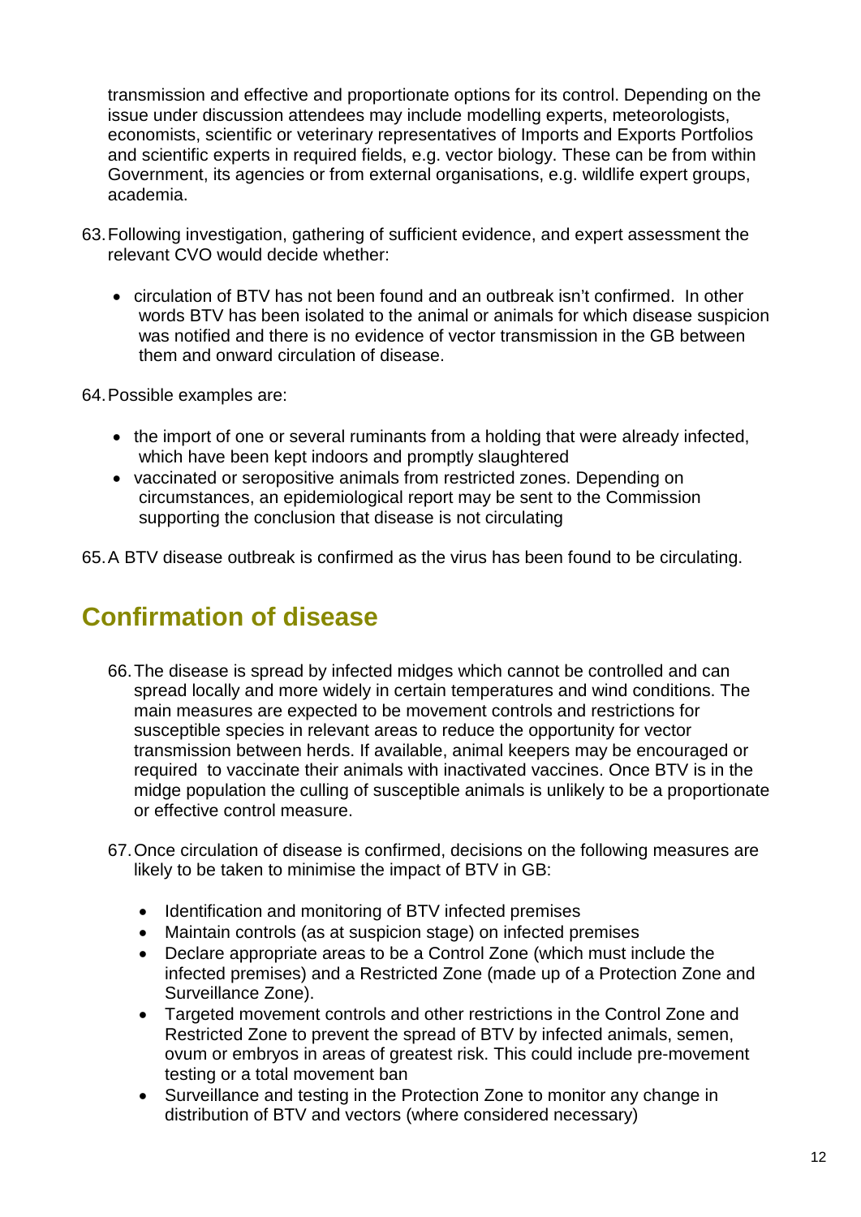transmission and effective and proportionate options for its control. Depending on the issue under discussion attendees may include modelling experts, meteorologists, economists, scientific or veterinary representatives of Imports and Exports Portfolios and scientific experts in required fields, e.g. vector biology. These can be from within Government, its agencies or from external organisations, e.g. wildlife expert groups, academia.

63. Following investigation, gathering of sufficient evidence, and expert assessment the relevant CVO would decide whether:

    - circulation of BTV has not been found and an outbreak isn't confirmed. In other words BTV has been isolated to the animal or animals for which disease suspicion was notified and there is no evidence of vector transmission in the GB between them and onward circulation of disease.

64. Possible examples are:

    - the import of one or several ruminants from a holding that were already infected, which have been kept indoors and promptly slaughtered
    - vaccinated or seropositive animals from restricted zones. Depending on circumstances, an epidemiological report may be sent to the Commission supporting the conclusion that disease is not circulating

65. A BTV disease outbreak is confirmed as the virus has been found to be circulating.

## Confirmation of disease

66. The disease is spread by infected midges which cannot be controlled and can spread locally and more widely in certain temperatures and wind conditions. The main measures are expected to be movement controls and restrictions for susceptible species in relevant areas to reduce the opportunity for vector transmission between herds. If available, animal keepers may be encouraged or required to vaccinate their animals with inactivated vaccines. Once BTV is in the midge population the culling of susceptible animals is unlikely to be a proportionate or effective control measure.

67. Once circulation of disease is confirmed, decisions on the following measures are likely to be taken to minimise the impact of BTV in GB:

    - Identification and monitoring of BTV infected premises
    - Maintain controls (as at suspicion stage) on infected premises
    - Declare appropriate areas to be a Control Zone (which must include the infected premises) and a Restricted Zone (made up of a Protection Zone and Surveillance Zone).
    - Targeted movement controls and other restrictions in the Control Zone and Restricted Zone to prevent the spread of BTV by infected animals, semen, ovum or embryos in areas of greatest risk. This could include pre-movement testing or a total movement ban
    - Surveillance and testing in the Protection Zone to monitor any change in distribution of BTV and vectors (where considered necessary)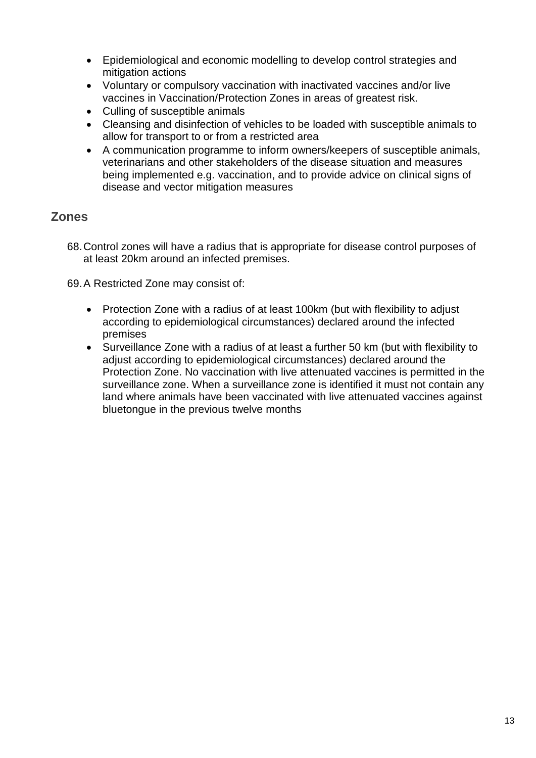- Epidemiological and economic modelling to develop control strategies and mitigation actions
- Voluntary or compulsory vaccination with inactivated vaccines and/or live vaccines in Vaccination/Protection Zones in areas of greatest risk.
- Culling of susceptible animals
- Cleansing and disinfection of vehicles to be loaded with susceptible animals to allow for transport to or from a restricted area
- A communication programme to inform owners/keepers of susceptible animals, veterinarians and other stakeholders of the disease situation and measures being implemented e.g. vaccination, and to provide advice on clinical signs of disease and vector mitigation measures

## Zones

68. Control zones will have a radius that is appropriate for disease control purposes of at least 20km around an infected premises.

69. A Restricted Zone may consist of:

    - Protection Zone with a radius of at least 100km (but with flexibility to adjust according to epidemiological circumstances) declared around the infected premises
    - Surveillance Zone with a radius of at least a further 50 km (but with flexibility to adjust according to epidemiological circumstances) declared around the Protection Zone. No vaccination with live attenuated vaccines is permitted in the surveillance zone. When a surveillance zone is identified it must not contain any land where animals have been vaccinated with live attenuated vaccines against bluetongue in the previous twelve months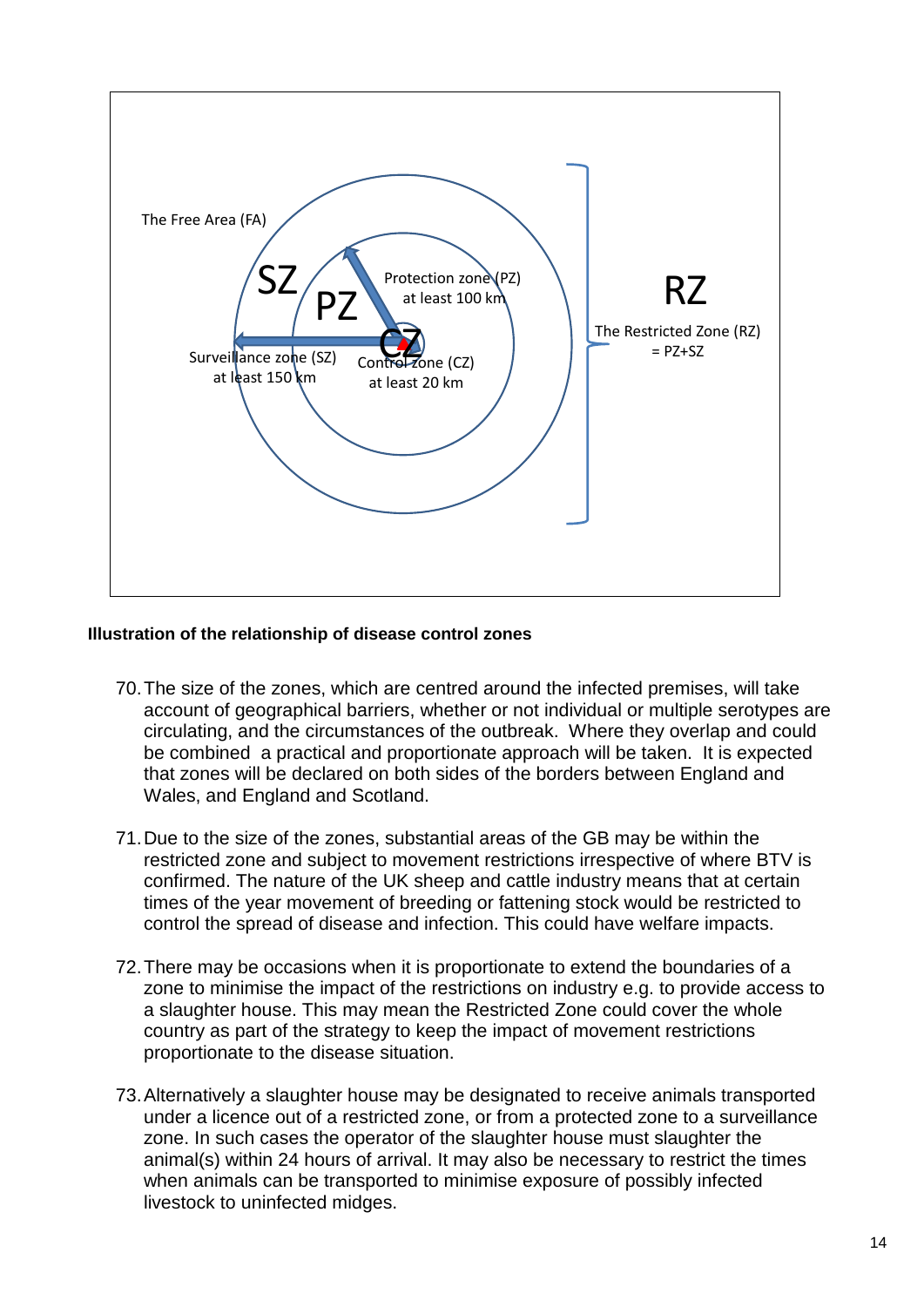The Free Area (FA)

SZ

PZ

Protection zone (PZ)
at least 100 km

CZ

Control zone (CZ)
at least 20 km

Surveillance zone (SZ)
at least 150 km

RZ

The Restricted Zone (RZ)
= PZ+SZ

**Illustration of the relationship of disease control zones**

70. The size of the zones, which are centred around the infected premises, will take account of geographical barriers, whether or not individual or multiple serotypes are circulating, and the circumstances of the outbreak. Where they overlap and could be combined a practical and proportionate approach will be taken. It is expected that zones will be declared on both sides of the borders between England and Wales, and England and Scotland.

71. Due to the size of the zones, substantial areas of the GB may be within the restricted zone and subject to movement restrictions irrespective of where BTV is confirmed. The nature of the UK sheep and cattle industry means that at certain times of the year movement of breeding or fattening stock would be restricted to control the spread of disease and infection. This could have welfare impacts.

72. There may be occasions when it is proportionate to extend the boundaries of a zone to minimise the impact of the restrictions on industry e.g. to provide access to a slaughter house. This may mean the Restricted Zone could cover the whole country as part of the strategy to keep the impact of movement restrictions proportionate to the disease situation.

73. Alternatively a slaughter house may be designated to receive animals transported under a licence out of a restricted zone, or from a protected zone to a surveillance zone. In such cases the operator of the slaughter house must slaughter the animal(s) within 24 hours of arrival. It may also be necessary to restrict the times when animals can be transported to minimise exposure of possibly infected livestock to uninfected midges.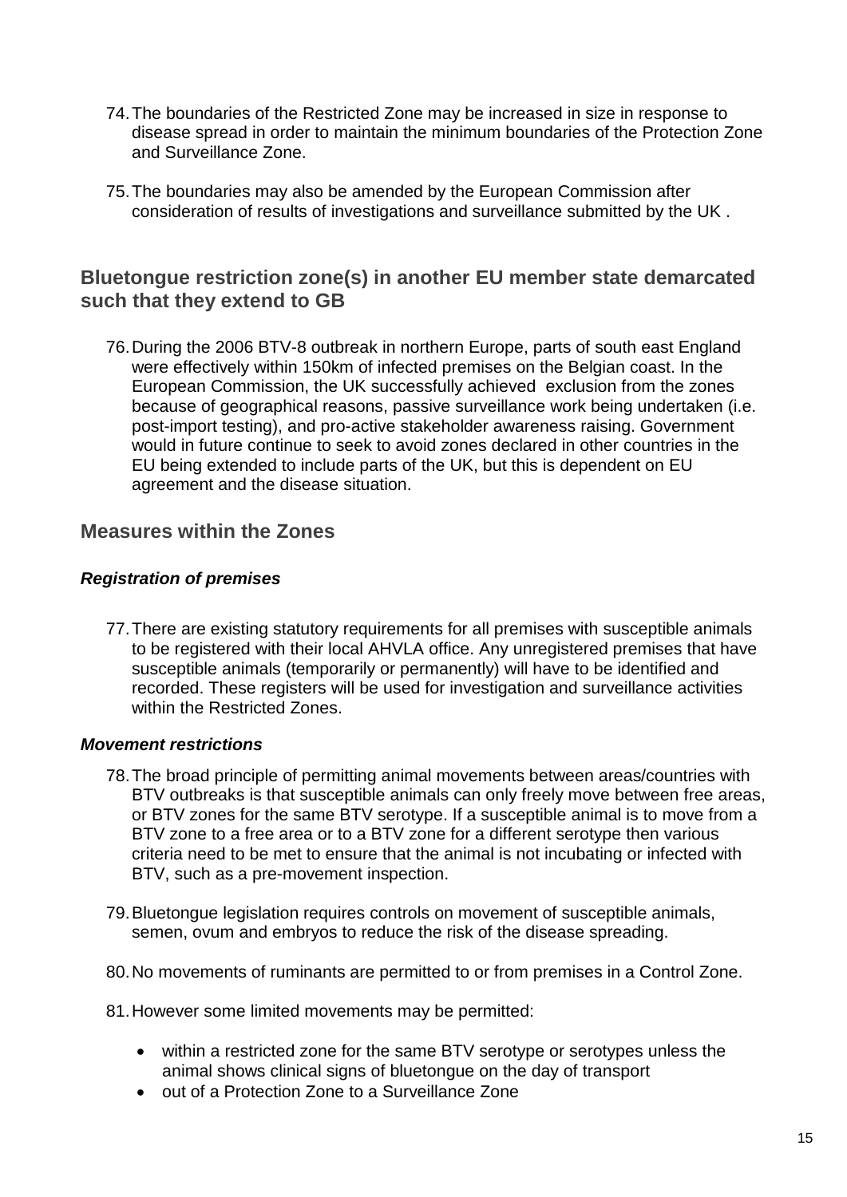74. The boundaries of the Restricted Zone may be increased in size in response to disease spread in order to maintain the minimum boundaries of the Protection Zone and Surveillance Zone.

75. The boundaries may also be amended by the European Commission after consideration of results of investigations and surveillance submitted by the UK .

## Bluetongue restriction zone(s) in another EU member state demarcated such that they extend to GB

76. During the 2006 BTV-8 outbreak in northern Europe, parts of south east England were effectively within 150km of infected premises on the Belgian coast. In the European Commission, the UK successfully achieved exclusion from the zones because of geographical reasons, passive surveillance work being undertaken (i.e. post-import testing), and pro-active stakeholder awareness raising. Government would in future continue to seek to avoid zones declared in other countries in the EU being extended to include parts of the UK, but this is dependent on EU agreement and the disease situation.

## Measures within the Zones

### *Registration of premises*

77. There are existing statutory requirements for all premises with susceptible animals to be registered with their local AHVLA office. Any unregistered premises that have susceptible animals (temporarily or permanently) will have to be identified and recorded. These registers will be used for investigation and surveillance activities within the Restricted Zones.

### *Movement restrictions*

78. The broad principle of permitting animal movements between areas/countries with BTV outbreaks is that susceptible animals can only freely move between free areas, or BTV zones for the same BTV serotype. If a susceptible animal is to move from a BTV zone to a free area or to a BTV zone for a different serotype then various criteria need to be met to ensure that the animal is not incubating or infected with BTV, such as a pre-movement inspection.

79. Bluetongue legislation requires controls on movement of susceptible animals, semen, ovum and embryos to reduce the risk of the disease spreading.

80. No movements of ruminants are permitted to or from premises in a Control Zone.

81. However some limited movements may be permitted:

- within a restricted zone for the same BTV serotype or serotypes unless the animal shows clinical signs of bluetongue on the day of transport
- out of a Protection Zone to a Surveillance Zone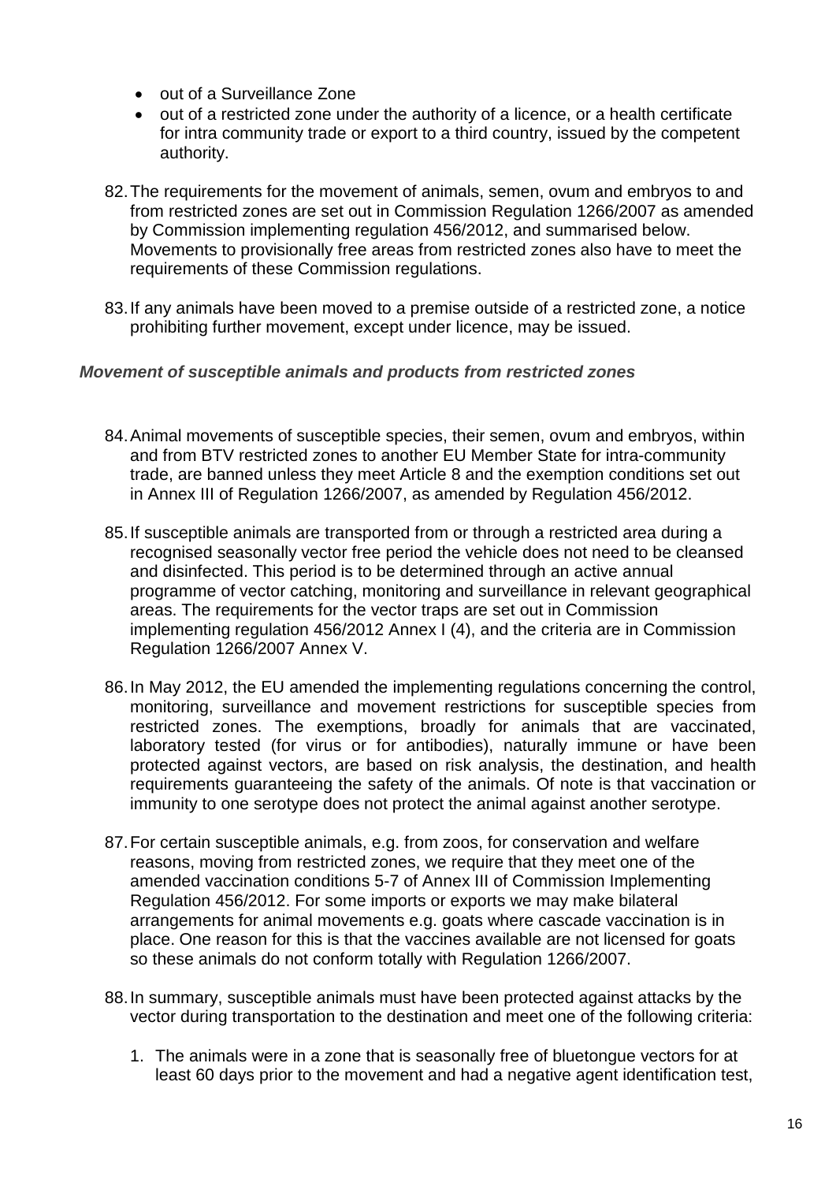- out of a Surveillance Zone
- out of a restricted zone under the authority of a licence, or a health certificate for intra community trade or export to a third country, issued by the competent authority.

82. The requirements for the movement of animals, semen, ovum and embryos to and from restricted zones are set out in Commission Regulation 1266/2007 as amended by Commission implementing regulation 456/2012, and summarised below. Movements to provisionally free areas from restricted zones also have to meet the requirements of these Commission regulations.

83. If any animals have been moved to a premise outside of a restricted zone, a notice prohibiting further movement, except under licence, may be issued.

### *Movement of susceptible animals and products from restricted zones*

84. Animal movements of susceptible species, their semen, ovum and embryos, within and from BTV restricted zones to another EU Member State for intra-community trade, are banned unless they meet Article 8 and the exemption conditions set out in Annex III of Regulation 1266/2007, as amended by Regulation 456/2012.

85. If susceptible animals are transported from or through a restricted area during a recognised seasonally vector free period the vehicle does not need to be cleansed and disinfected. This period is to be determined through an active annual programme of vector catching, monitoring and surveillance in relevant geographical areas. The requirements for the vector traps are set out in Commission implementing regulation 456/2012 Annex I (4), and the criteria are in Commission Regulation 1266/2007 Annex V.

86. In May 2012, the EU amended the implementing regulations concerning the control, monitoring, surveillance and movement restrictions for susceptible species from restricted zones. The exemptions, broadly for animals that are vaccinated, laboratory tested (for virus or for antibodies), naturally immune or have been protected against vectors, are based on risk analysis, the destination, and health requirements guaranteeing the safety of the animals. Of note is that vaccination or immunity to one serotype does not protect the animal against another serotype.

87. For certain susceptible animals, e.g. from zoos, for conservation and welfare reasons, moving from restricted zones, we require that they meet one of the amended vaccination conditions 5-7 of Annex III of Commission Implementing Regulation 456/2012. For some imports or exports we may make bilateral arrangements for animal movements e.g. goats where cascade vaccination is in place. One reason for this is that the vaccines available are not licensed for goats so these animals do not conform totally with Regulation 1266/2007.

88. In summary, susceptible animals must have been protected against attacks by the vector during transportation to the destination and meet one of the following criteria:

    1. The animals were in a zone that is seasonally free of bluetongue vectors for at least 60 days prior to the movement and had a negative agent identification test,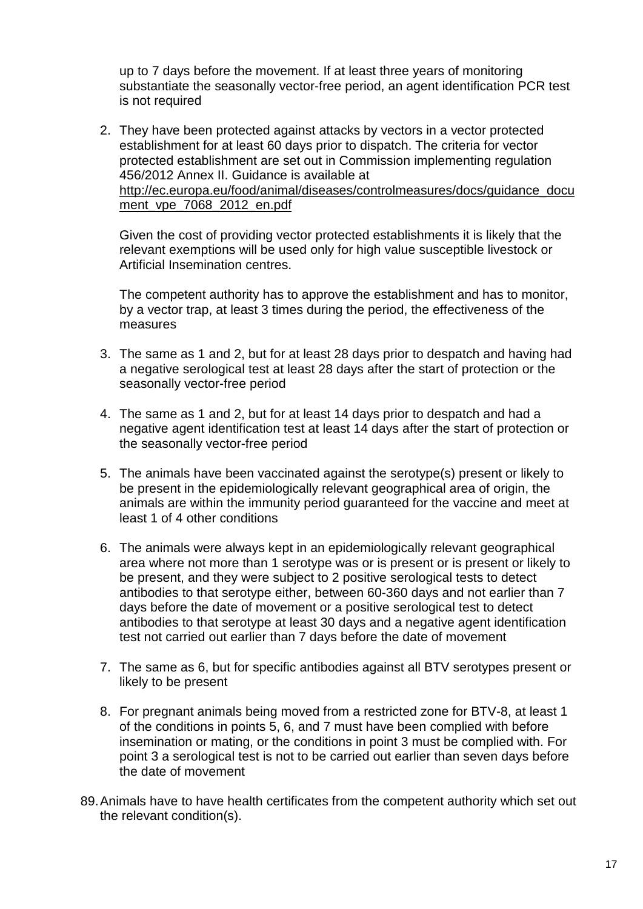up to 7 days before the movement. If at least three years of monitoring substantiate the seasonally vector-free period, an agent identification PCR test is not required

2. They have been protected against attacks by vectors in a vector protected establishment for at least 60 days prior to dispatch. The criteria for vector protected establishment are set out in Commission implementing regulation 456/2012 Annex II. Guidance is available at http://ec.europa.eu/food/animal/diseases/controlmeasures/docs/guidance_document_vpe_7068_2012_en.pdf

   Given the cost of providing vector protected establishments it is likely that the relevant exemptions will be used only for high value susceptible livestock or Artificial Insemination centres.

   The competent authority has to approve the establishment and has to monitor, by a vector trap, at least 3 times during the period, the effectiveness of the measures

3. The same as 1 and 2, but for at least 28 days prior to despatch and having had a negative serological test at least 28 days after the start of protection or the seasonally vector-free period

4. The same as 1 and 2, but for at least 14 days prior to despatch and had a negative agent identification test at least 14 days after the start of protection or the seasonally vector-free period

5. The animals have been vaccinated against the serotype(s) present or likely to be present in the epidemiologically relevant geographical area of origin, the animals are within the immunity period guaranteed for the vaccine and meet at least 1 of 4 other conditions

6. The animals were always kept in an epidemiologically relevant geographical area where not more than 1 serotype was or is present or is present or likely to be present, and they were subject to 2 positive serological tests to detect antibodies to that serotype either, between 60-360 days and not earlier than 7 days before the date of movement or a positive serological test to detect antibodies to that serotype at least 30 days and a negative agent identification test not carried out earlier than 7 days before the date of movement

7. The same as 6, but for specific antibodies against all BTV serotypes present or likely to be present

8. For pregnant animals being moved from a restricted zone for BTV-8, at least 1 of the conditions in points 5, 6, and 7 must have been complied with before insemination or mating, or the conditions in point 3 must be complied with. For point 3 a serological test is not to be carried out earlier than seven days before the date of movement

89. Animals have to have health certificates from the competent authority which set out the relevant condition(s).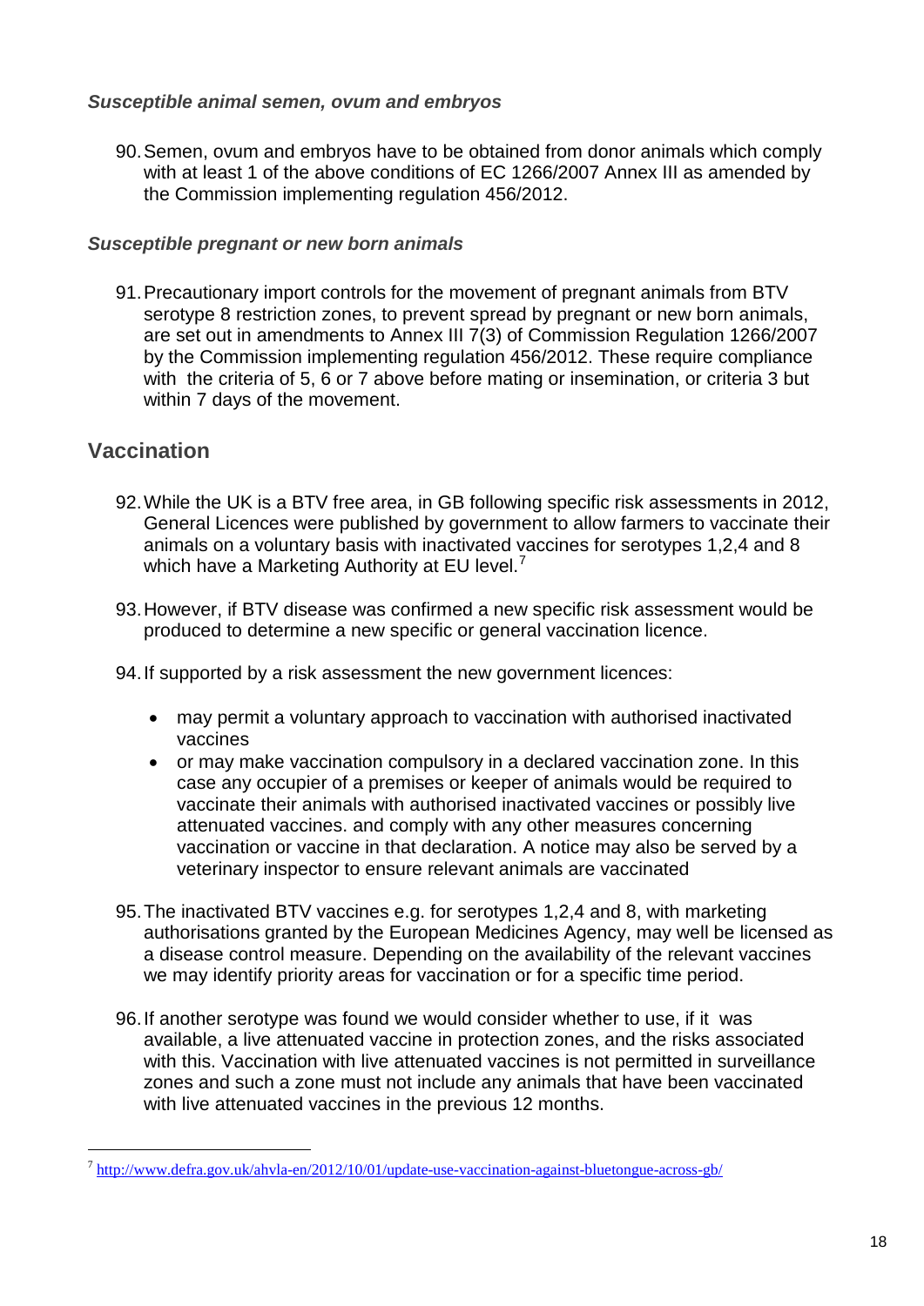### *Susceptible animal semen, ovum and embryos*

90. Semen, ovum and embryos have to be obtained from donor animals which comply with at least 1 of the above conditions of EC 1266/2007 Annex III as amended by the Commission implementing regulation 456/2012.

### *Susceptible pregnant or new born animals*

91. Precautionary import controls for the movement of pregnant animals from BTV serotype 8 restriction zones, to prevent spread by pregnant or new born animals, are set out in amendments to Annex III 7(3) of Commission Regulation 1266/2007 by the Commission implementing regulation 456/2012. These require compliance with the criteria of 5, 6 or 7 above before mating or insemination, or criteria 3 but within 7 days of the movement.

## Vaccination

92. While the UK is a BTV free area, in GB following specific risk assessments in 2012, General Licences were published by government to allow farmers to vaccinate their animals on a voluntary basis with inactivated vaccines for serotypes 1,2,4 and 8 which have a Marketing Authority at EU level.[7]

93. However, if BTV disease was confirmed a new specific risk assessment would be produced to determine a new specific or general vaccination licence.

94. If supported by a risk assessment the new government licences:

- may permit a voluntary approach to vaccination with authorised inactivated vaccines
- or may make vaccination compulsory in a declared vaccination zone. In this case any occupier of a premises or keeper of animals would be required to vaccinate their animals with authorised inactivated vaccines or possibly live attenuated vaccines. and comply with any other measures concerning vaccination or vaccine in that declaration. A notice may also be served by a veterinary inspector to ensure relevant animals are vaccinated

95. The inactivated BTV vaccines e.g. for serotypes 1,2,4 and 8, with marketing authorisations granted by the European Medicines Agency, may well be licensed as a disease control measure. Depending on the availability of the relevant vaccines we may identify priority areas for vaccination or for a specific time period.

96. If another serotype was found we would consider whether to use, if it was available, a live attenuated vaccine in protection zones, and the risks associated with this. Vaccination with live attenuated vaccines is not permitted in surveillance zones and such a zone must not include any animals that have been vaccinated with live attenuated vaccines in the previous 12 months.

[7] http://www.defra.gov.uk/ahvla-en/2012/10/01/update-use-vaccination-against-bluetongue-across-gb/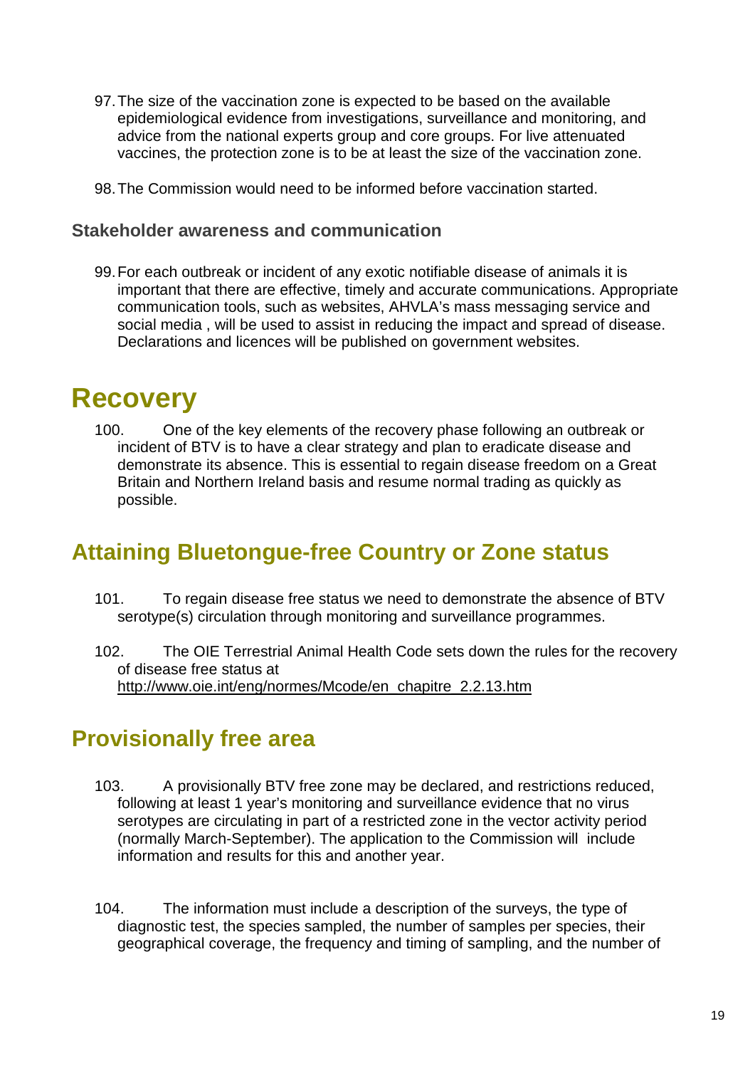97. The size of the vaccination zone is expected to be based on the available epidemiological evidence from investigations, surveillance and monitoring, and advice from the national experts group and core groups. For live attenuated vaccines, the protection zone is to be at least the size of the vaccination zone.

98. The Commission would need to be informed before vaccination started.

### Stakeholder awareness and communication

99. For each outbreak or incident of any exotic notifiable disease of animals it is important that there are effective, timely and accurate communications. Appropriate communication tools, such as websites, AHVLA's mass messaging service and social media , will be used to assist in reducing the impact and spread of disease. Declarations and licences will be published on government websites.

# Recovery

100. One of the key elements of the recovery phase following an outbreak or incident of BTV is to have a clear strategy and plan to eradicate disease and demonstrate its absence. This is essential to regain disease freedom on a Great Britain and Northern Ireland basis and resume normal trading as quickly as possible.

## Attaining Bluetongue-free Country or Zone status

101. To regain disease free status we need to demonstrate the absence of BTV serotype(s) circulation through monitoring and surveillance programmes.

102. The OIE Terrestrial Animal Health Code sets down the rules for the recovery of disease free status at http://www.oie.int/eng/normes/Mcode/en_chapitre_2.2.13.htm

## Provisionally free area

103. A provisionally BTV free zone may be declared, and restrictions reduced, following at least 1 year's monitoring and surveillance evidence that no virus serotypes are circulating in part of a restricted zone in the vector activity period (normally March-September). The application to the Commission will include information and results for this and another year.

104. The information must include a description of the surveys, the type of diagnostic test, the species sampled, the number of samples per species, their geographical coverage, the frequency and timing of sampling, and the number of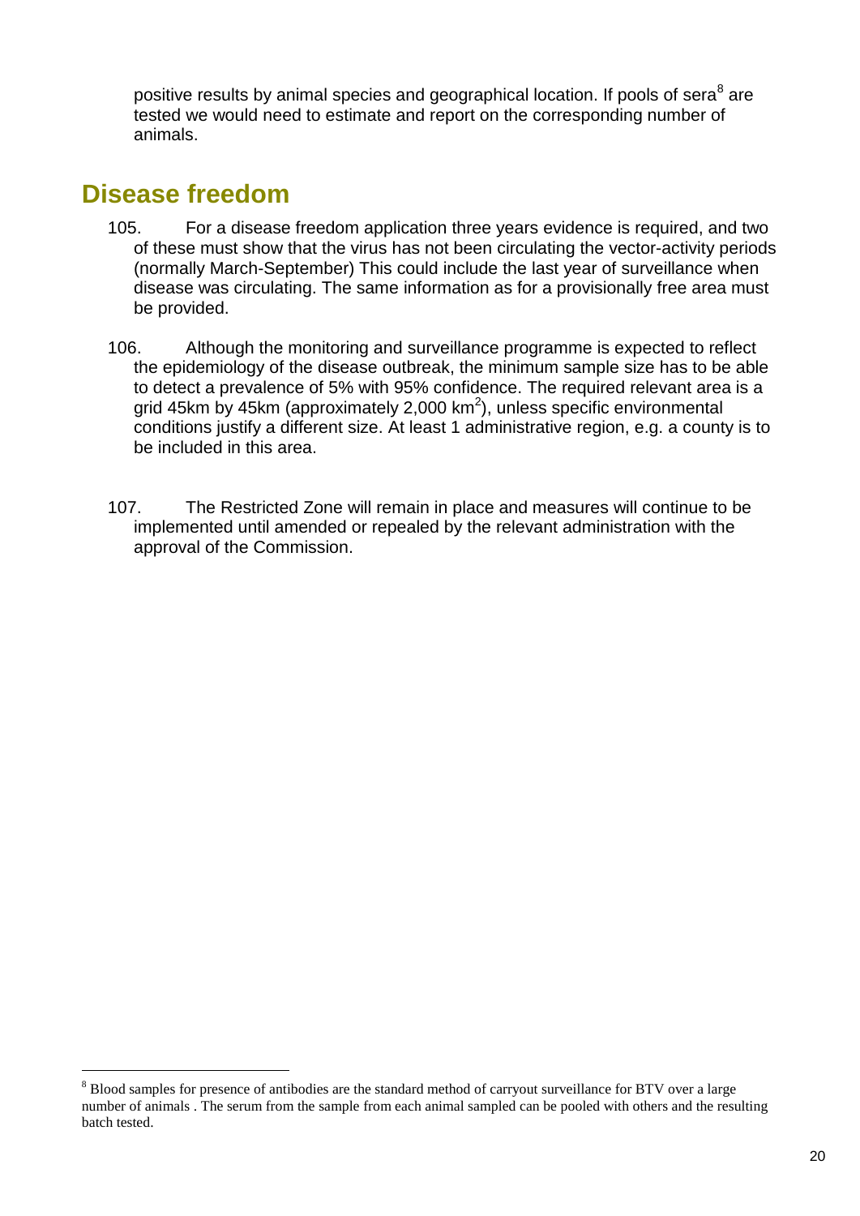positive results by animal species and geographical location. If pools of sera[8] are tested we would need to estimate and report on the corresponding number of animals.

## Disease freedom

105. For a disease freedom application three years evidence is required, and two of these must show that the virus has not been circulating the vector-activity periods (normally March-September) This could include the last year of surveillance when disease was circulating. The same information as for a provisionally free area must be provided.

106. Although the monitoring and surveillance programme is expected to reflect the epidemiology of the disease outbreak, the minimum sample size has to be able to detect a prevalence of 5% with 95% confidence. The required relevant area is a grid 45km by 45km (approximately 2,000 km$^2$), unless specific environmental conditions justify a different size. At least 1 administrative region, e.g. a county is to be included in this area.

107. The Restricted Zone will remain in place and measures will continue to be implemented until amended or repealed by the relevant administration with the approval of the Commission.

[8] Blood samples for presence of antibodies are the standard method of carryout surveillance for BTV over a large number of animals . The serum from the sample from each animal sampled can be pooled with others and the resulting batch tested.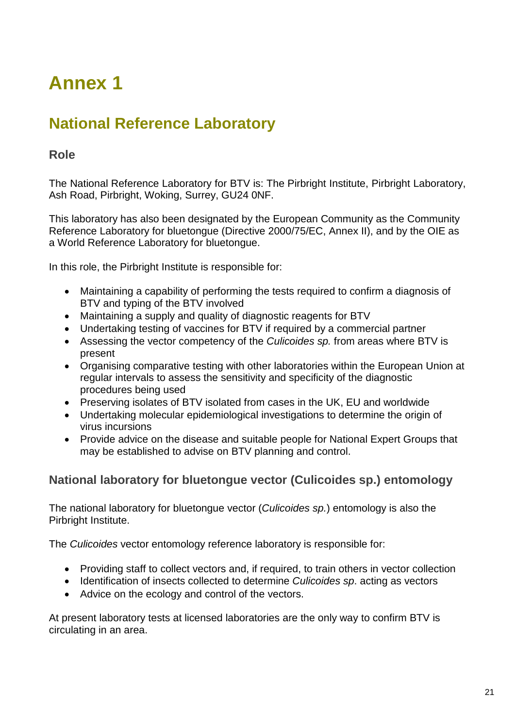# Annex 1

## National Reference Laboratory

### Role

The National Reference Laboratory for BTV is: The Pirbright Institute, Pirbright Laboratory, Ash Road, Pirbright, Woking, Surrey, GU24 0NF.

This laboratory has also been designated by the European Community as the Community Reference Laboratory for bluetongue (Directive 2000/75/EC, Annex II), and by the OIE as a World Reference Laboratory for bluetongue.

In this role, the Pirbright Institute is responsible for:

- Maintaining a capability of performing the tests required to confirm a diagnosis of BTV and typing of the BTV involved
- Maintaining a supply and quality of diagnostic reagents for BTV
- Undertaking testing of vaccines for BTV if required by a commercial partner
- Assessing the vector competency of the *Culicoides sp.* from areas where BTV is present
- Organising comparative testing with other laboratories within the European Union at regular intervals to assess the sensitivity and specificity of the diagnostic procedures being used
- Preserving isolates of BTV isolated from cases in the UK, EU and worldwide
- Undertaking molecular epidemiological investigations to determine the origin of virus incursions
- Provide advice on the disease and suitable people for National Expert Groups that may be established to advise on BTV planning and control.

### National laboratory for bluetongue vector (Culicoides sp.) entomology

The national laboratory for bluetongue vector (*Culicoides sp.*) entomology is also the Pirbright Institute.

The *Culicoides* vector entomology reference laboratory is responsible for:

- Providing staff to collect vectors and, if required, to train others in vector collection
- Identification of insects collected to determine *Culicoides sp*. acting as vectors
- Advice on the ecology and control of the vectors.

At present laboratory tests at licensed laboratories are the only way to confirm BTV is circulating in an area.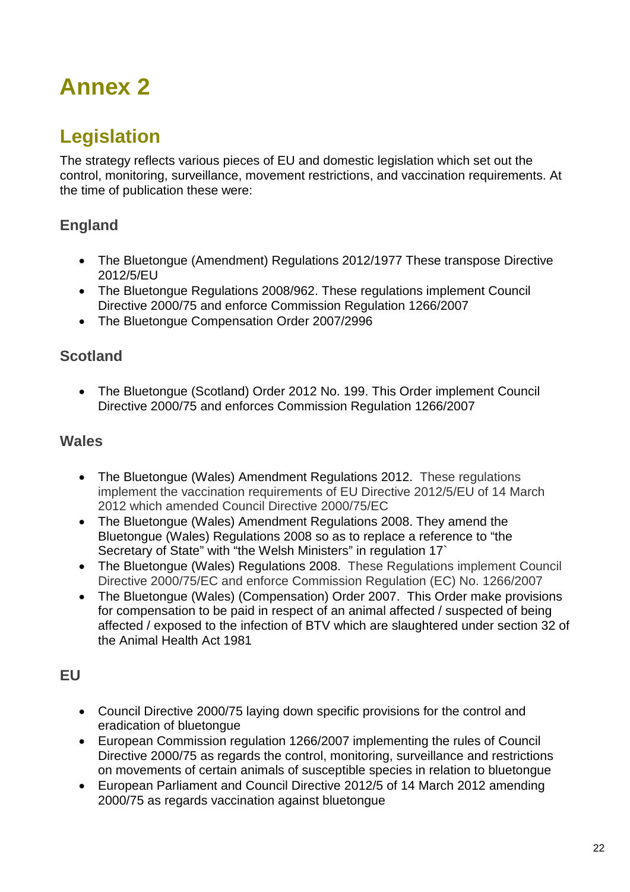# Annex 2

## Legislation

The strategy reflects various pieces of EU and domestic legislation which set out the control, monitoring, surveillance, movement restrictions, and vaccination requirements. At the time of publication these were:

### England

- The Bluetongue (Amendment) Regulations 2012/1977 These transpose Directive 2012/5/EU
- The Bluetongue Regulations 2008/962. These regulations implement Council Directive 2000/75 and enforce Commission Regulation 1266/2007
- The Bluetongue Compensation Order 2007/2996

### Scotland

- The Bluetongue (Scotland) Order 2012 No. 199. This Order implement Council Directive 2000/75 and enforces Commission Regulation 1266/2007

### Wales

- The Bluetongue (Wales) Amendment Regulations 2012. These regulations implement the vaccination requirements of EU Directive 2012/5/EU of 14 March 2012 which amended Council Directive 2000/75/EC
- The Bluetongue (Wales) Amendment Regulations 2008. They amend the Bluetongue (Wales) Regulations 2008 so as to replace a reference to "the Secretary of State" with "the Welsh Ministers" in regulation 17`
- The Bluetongue (Wales) Regulations 2008. These Regulations implement Council Directive 2000/75/EC and enforce Commission Regulation (EC) No. 1266/2007
- The Bluetongue (Wales) (Compensation) Order 2007. This Order make provisions for compensation to be paid in respect of an animal affected / suspected of being affected / exposed to the infection of BTV which are slaughtered under section 32 of the Animal Health Act 1981

### EU

- Council Directive 2000/75 laying down specific provisions for the control and eradication of bluetongue
- European Commission regulation 1266/2007 implementing the rules of Council Directive 2000/75 as regards the control, monitoring, surveillance and restrictions on movements of certain animals of susceptible species in relation to bluetongue
- European Parliament and Council Directive 2012/5 of 14 March 2012 amending 2000/75 as regards vaccination against bluetongue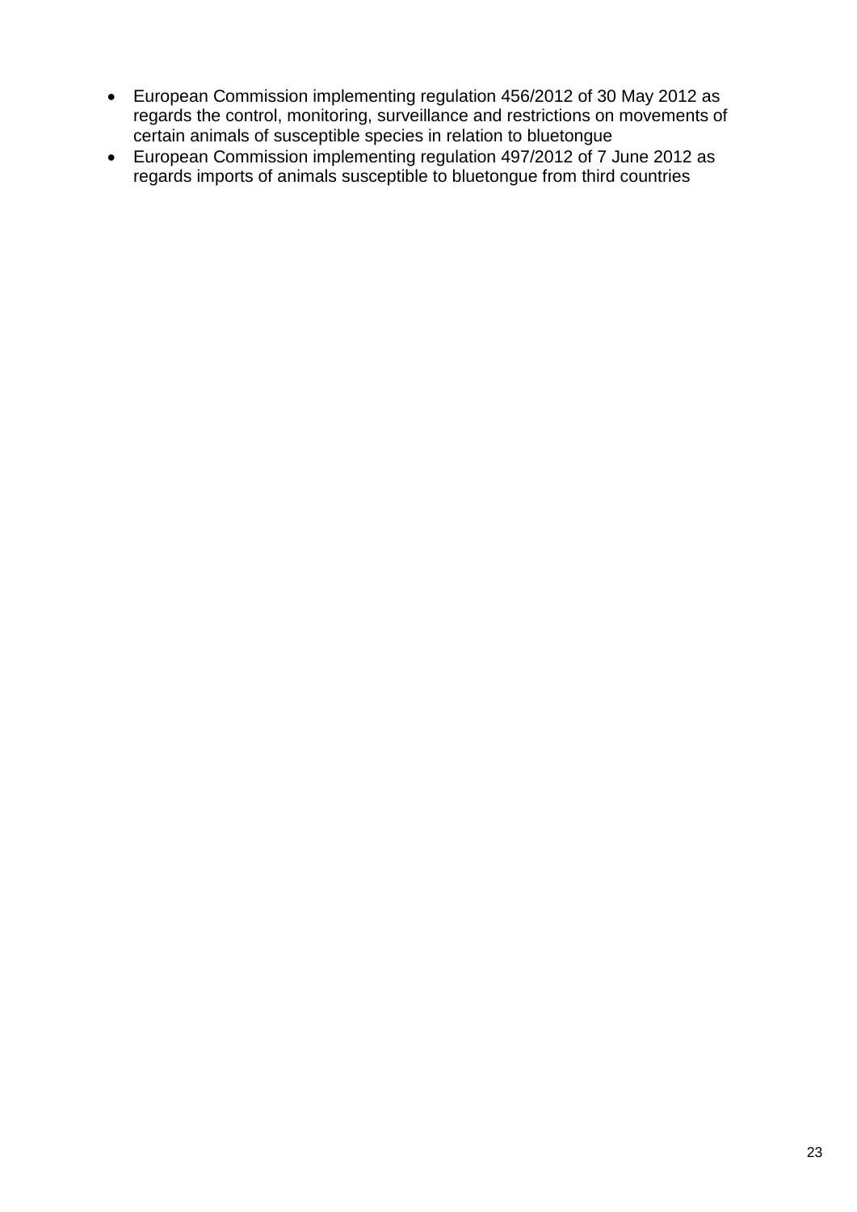- European Commission implementing regulation 456/2012 of 30 May 2012 as regards the control, monitoring, surveillance and restrictions on movements of certain animals of susceptible species in relation to bluetongue
- European Commission implementing regulation 497/2012 of 7 June 2012 as regards imports of animals susceptible to bluetongue from third countries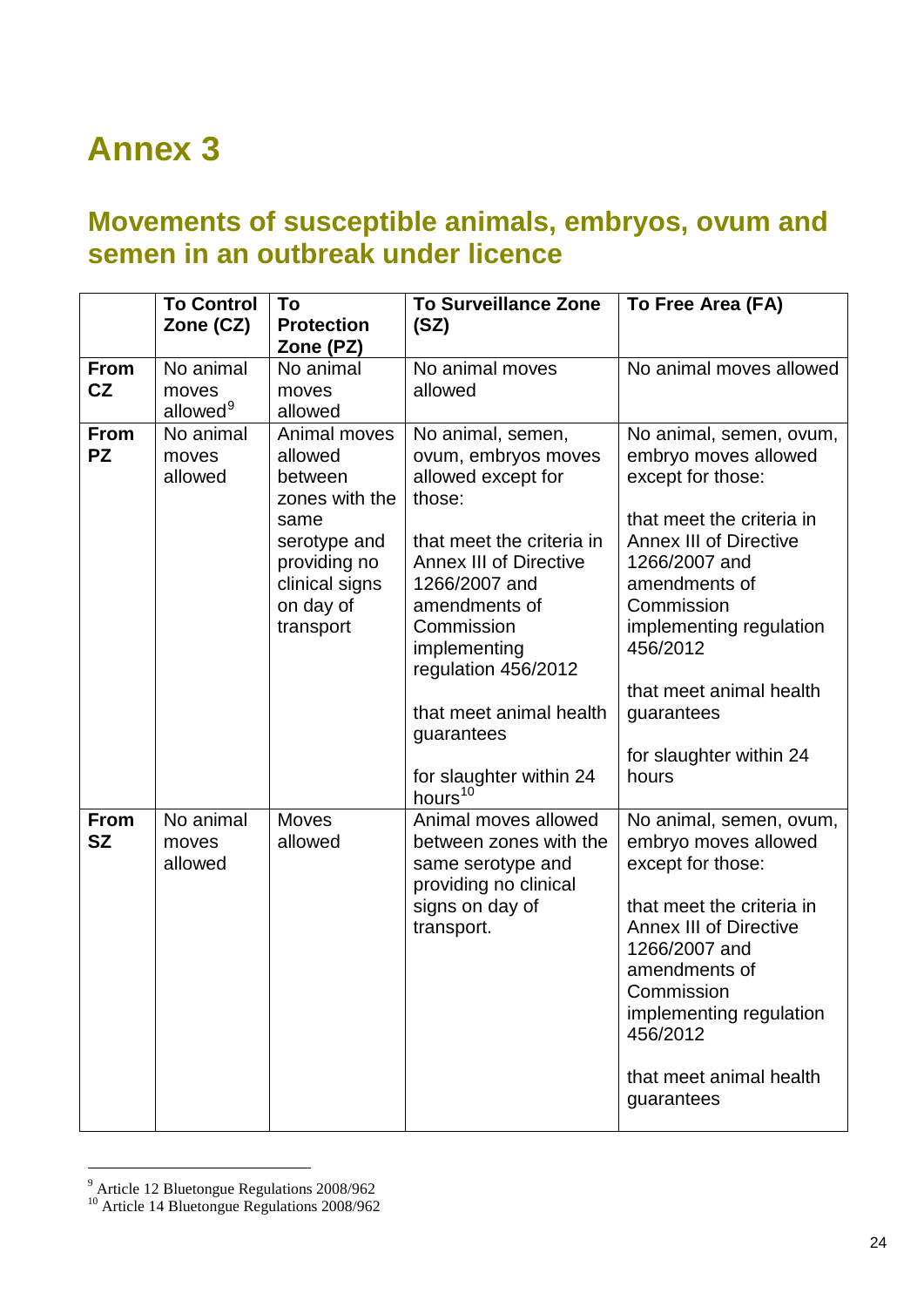# Annex 3

## Movements of susceptible animals, embryos, ovum and semen in an outbreak under licence

| | To Control Zone (CZ) | To Protection Zone (PZ) | To Surveillance Zone (SZ) | To Free Area (FA) |
|---|---|---|---|---|
| **From CZ** | No animal moves allowed[9] | No animal moves allowed | No animal moves allowed | No animal moves allowed |
| **From PZ** | No animal moves allowed | Animal moves allowed between zones with the same serotype and providing no clinical signs on day of transport | No animal, semen, ovum, embryos moves allowed except for those:<br><br>that meet the criteria in Annex III of Directive 1266/2007 and amendments of Commission implementing regulation 456/2012<br><br>that meet animal health guarantees<br><br>for slaughter within 24 hours[10] | No animal, semen, ovum, embryo moves allowed except for those:<br><br>that meet the criteria in Annex III of Directive 1266/2007 and amendments of Commission implementing regulation 456/2012<br><br>that meet animal health guarantees<br><br>for slaughter within 24 hours |
| **From SZ** | No animal moves allowed | Moves allowed | Animal moves allowed between zones with the same serotype and providing no clinical signs on day of transport. | No animal, semen, ovum, embryo moves allowed except for those:<br><br>that meet the criteria in Annex III of Directive 1266/2007 and amendments of Commission implementing regulation 456/2012<br><br>that meet animal health guarantees |

[9] Article 12 Bluetongue Regulations 2008/962

[10] Article 14 Bluetongue Regulations 2008/962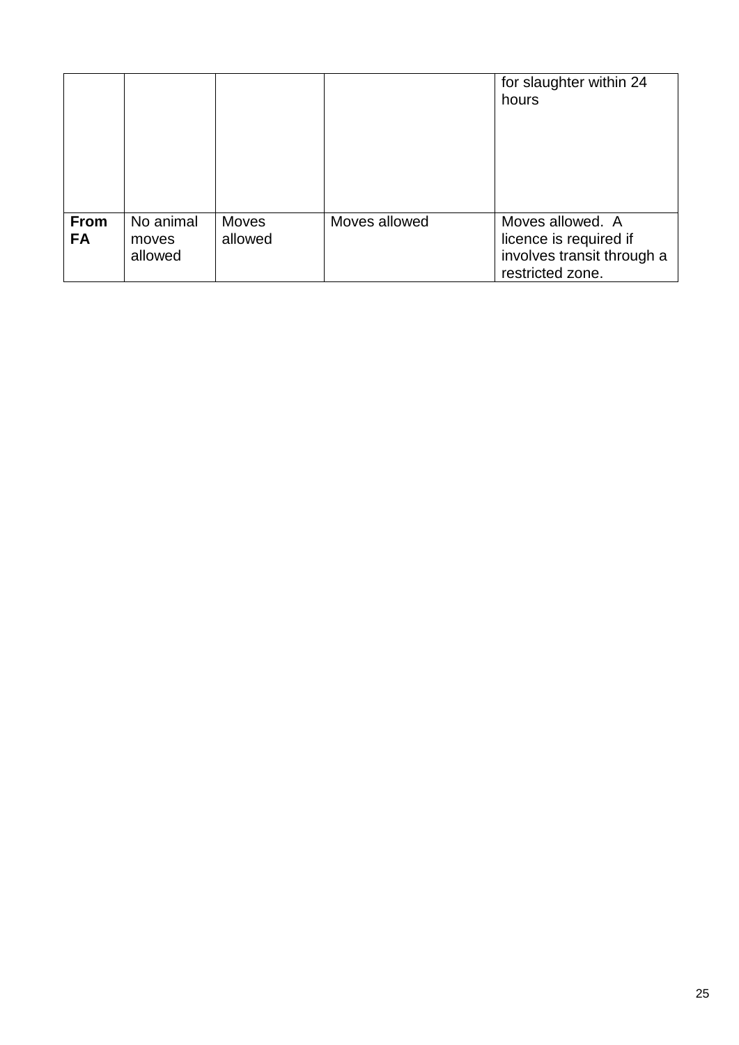| | | | | |
|---|---|---|---|---|
| | | | | for slaughter within 24 hours |
| **From FA** | No animal moves allowed | Moves allowed | Moves allowed | Moves allowed. A licence is required if involves transit through a restricted zone. |